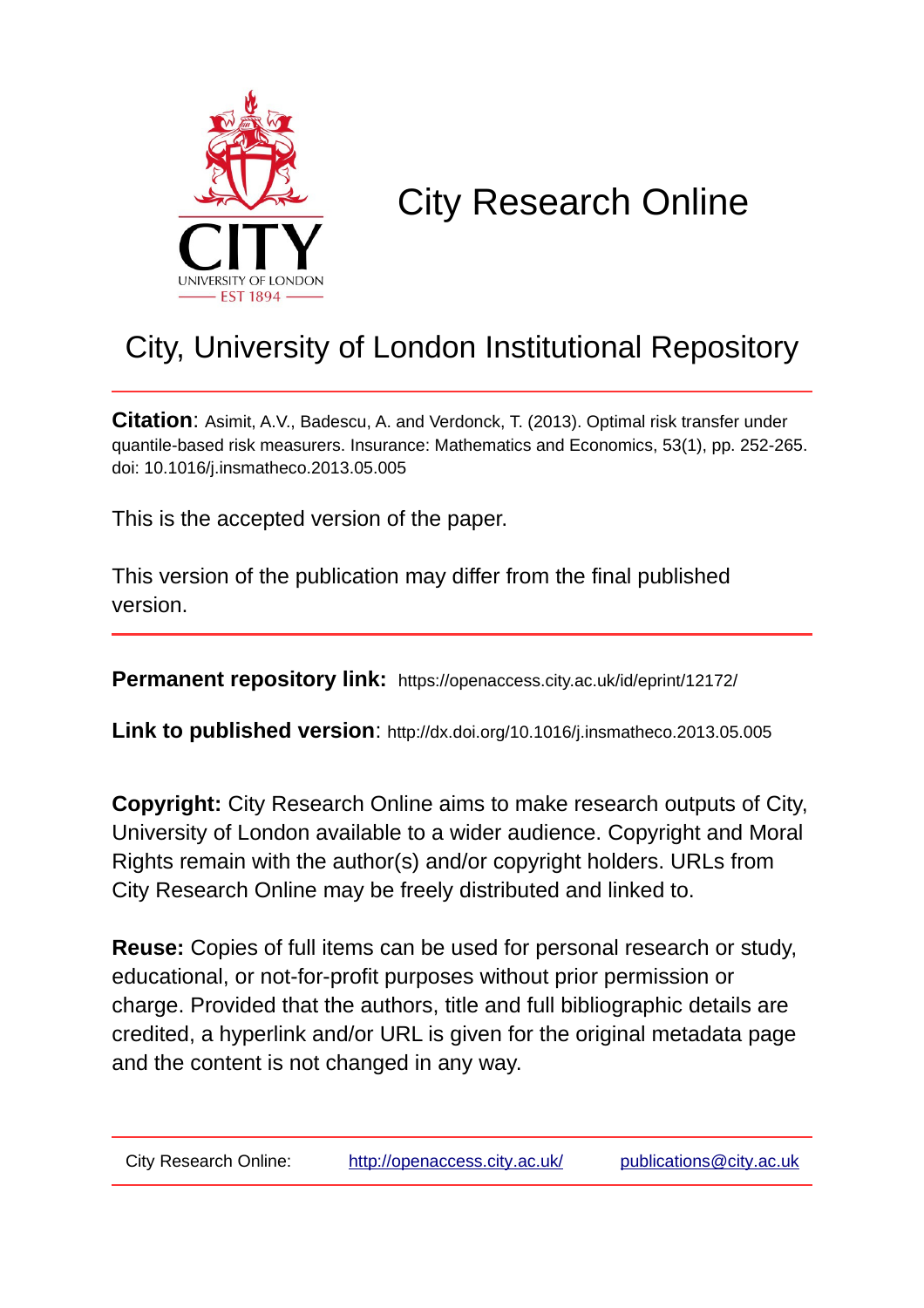# City Research Online

## City, University of London Institutional Repository

**Citation**: Asimit, A.V., Badescu, A. and Verdonck, T. (2013). Optimal risk transfer under quantile-based risk measurers. Insurance: Mathematics and Economics, 53(1), pp. 252-265. doi: 10.1016/j.insmatheco.2013.05.005

This is the accepted version of the paper.

This version of the publication may differ from the final published version.

**Permanent repository link:** https://openaccess.city.ac.uk/id/eprint/12172/

**Link to published version**: http://dx.doi.org/10.1016/j.insmatheco.2013.05.005

**Copyright:** City Research Online aims to make research outputs of City, University of London available to a wider audience. Copyright and Moral Rights remain with the author(s) and/or copyright holders. URLs from City Research Online may be freely distributed and linked to.

**Reuse:** Copies of full items can be used for personal research or study, educational, or not-for-profit purposes without prior permission or charge. Provided that the authors, title and full bibliographic details are credited, a hyperlink and/or URL is given for the original metadata page and the content is not changed in any way.

City Research Online: http://openaccess.city.ac.uk/ publications@city.ac.uk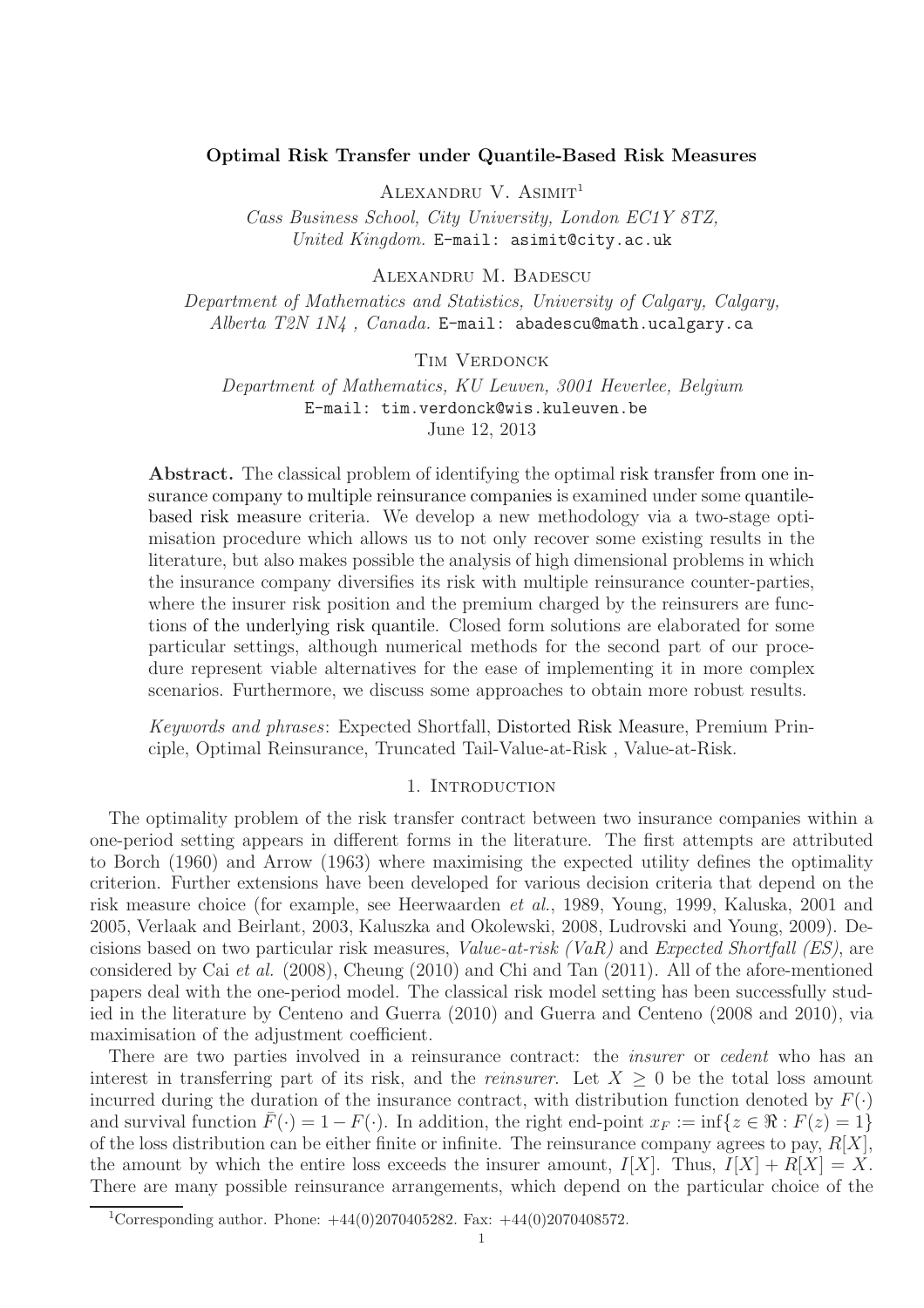**Optimal Risk Transfer under Quantile-Based Risk Measures**

Alexandru V. Asimit[1]

*Cass Business School, City University, London EC1Y 8TZ, United Kingdom.* E-mail: asimit@city.ac.uk

Alexandru M. Badescu

*Department of Mathematics and Statistics, University of Calgary, Calgary, Alberta T2N 1N4 , Canada.* E-mail: abadescu@math.ucalgary.ca

Tim Verdonck

*Department of Mathematics, KU Leuven, 3001 Heverlee, Belgium*
E-mail: tim.verdonck@wis.kuleuven.be

June 12, 2013

**Abstract.** The classical problem of identifying the optimal risk transfer from one insurance company to multiple reinsurance companies is examined under some quantile-based risk measure criteria. We develop a new methodology via a two-stage optimisation procedure which allows us to not only recover some existing results in the literature, but also makes possible the analysis of high dimensional problems in which the insurance company diversifies its risk with multiple reinsurance counter-parties, where the insurer risk position and the premium charged by the reinsurers are functions of the underlying risk quantile. Closed form solutions are elaborated for some particular settings, although numerical methods for the second part of our procedure represent viable alternatives for the ease of implementing it in more complex scenarios. Furthermore, we discuss some approaches to obtain more robust results.

*Keywords and phrases*: Expected Shortfall, Distorted Risk Measure, Premium Principle, Optimal Reinsurance, Truncated Tail-Value-at-Risk , Value-at-Risk.

## 1. Introduction

The optimality problem of the risk transfer contract between two insurance companies within a one-period setting appears in different forms in the literature. The first attempts are attributed to Borch (1960) and Arrow (1963) where maximising the expected utility defines the optimality criterion. Further extensions have been developed for various decision criteria that depend on the risk measure choice (for example, see Heerwaarden *et al.*, 1989, Young, 1999, Kaluska, 2001 and 2005, Verlaak and Beirlant, 2003, Kaluszka and Okolewski, 2008, Ludrovski and Young, 2009). Decisions based on two particular risk measures, *Value-at-risk (VaR)* and *Expected Shortfall (ES)*, are considered by Cai *et al.* (2008), Cheung (2010) and Chi and Tan (2011). All of the afore-mentioned papers deal with the one-period model. The classical risk model setting has been successfully studied in the literature by Centeno and Guerra (2010) and Guerra and Centeno (2008 and 2010), via maximisation of the adjustment coefficient.

There are two parties involved in a reinsurance contract: the *insurer* or *cedent* who has an interest in transferring part of its risk, and the *reinsurer*. Let $X \geq 0$ be the total loss amount incurred during the duration of the insurance contract, with distribution function denoted by $F(\cdot)$ and survival function $\bar{F}(\cdot) = 1 - F(\cdot)$. In addition, the right end-point $x_F := \inf\{z \in \Re : F(z) = 1\}$ of the loss distribution can be either finite or infinite. The reinsurance company agrees to pay, $R[X]$, the amount by which the entire loss exceeds the insurer amount, $I[X]$. Thus, $I[X] + R[X] = X$. There are many possible reinsurance arrangements, which depend on the particular choice of the

[1] Corresponding author. Phone: +44(0)2070405282. Fax: +44(0)2070408572.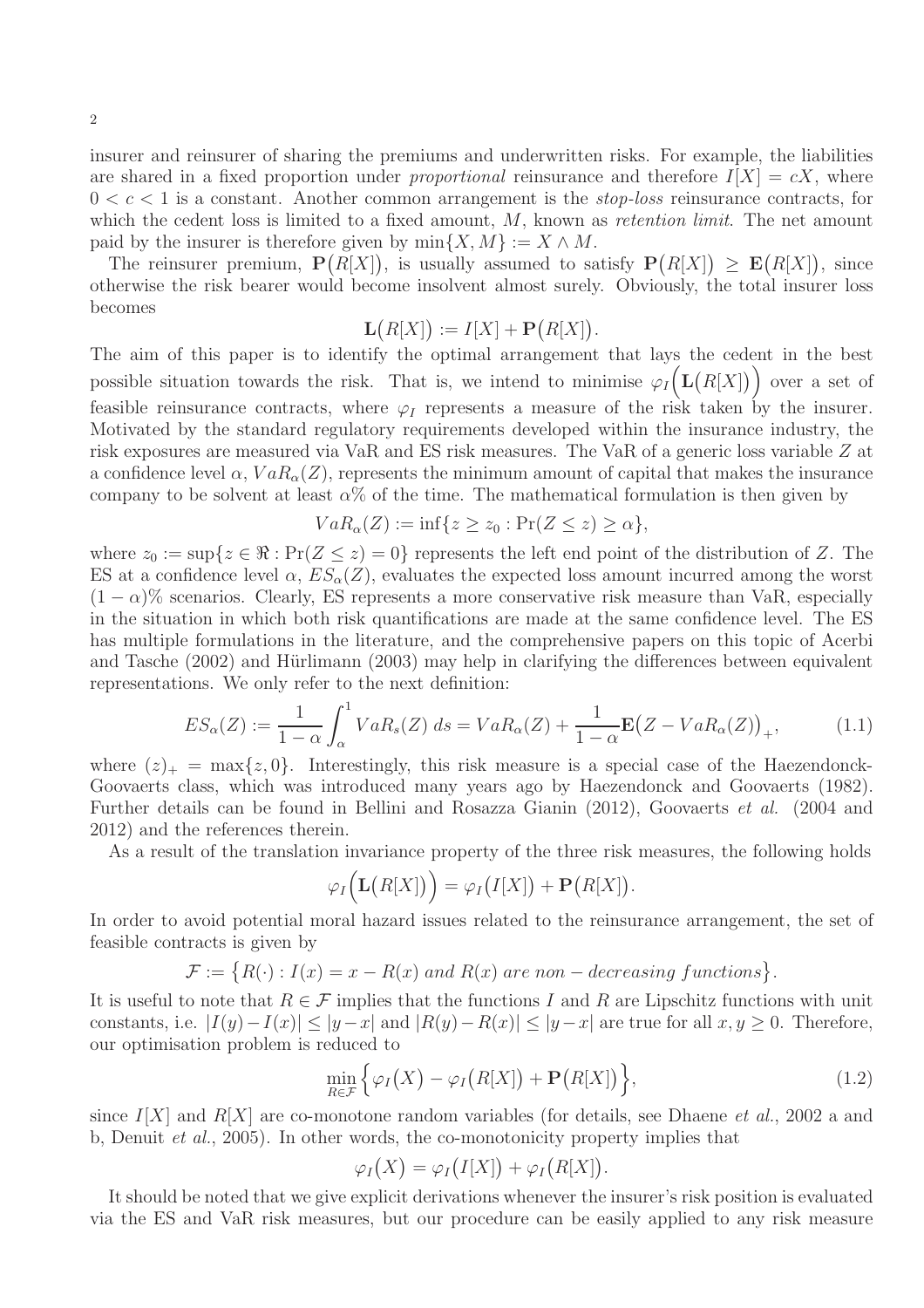insurer and reinsurer of sharing the premiums and underwritten risks. For example, the liabilities are shared in a fixed proportion under *proportional* reinsurance and therefore $I[X] = cX$, where $0 < c < 1$ is a constant. Another common arrangement is the *stop-loss* reinsurance contracts, for which the cedent loss is limited to a fixed amount, $M$, known as *retention limit*. The net amount paid by the insurer is therefore given by $\min\{X, M\} := X \wedge M$.

The reinsurer premium, $\mathbf{P}\big(R[X]\big)$, is usually assumed to satisfy $\mathbf{P}\big(R[X]\big) \geq \mathbf{E}\big(R[X]\big)$, since otherwise the risk bearer would become insolvent almost surely. Obviously, the total insurer loss becomes

$$\mathbf{L}\big(R[X]\big) := I[X] + \mathbf{P}\big(R[X]\big).$$

The aim of this paper is to identify the optimal arrangement that lays the cedent in the best possible situation towards the risk. That is, we intend to minimise $\varphi_I\Big(\mathbf{L}\big(R[X]\big)\Big)$ over a set of feasible reinsurance contracts, where $\varphi_I$ represents a measure of the risk taken by the insurer. Motivated by the standard regulatory requirements developed within the insurance industry, the risk exposures are measured via VaR and ES risk measures. The VaR of a generic loss variable $Z$ at a confidence level $\alpha$, $VaR_\alpha(Z)$, represents the minimum amount of capital that makes the insurance company to be solvent at least $\alpha$% of the time. The mathematical formulation is then given by

$$VaR_\alpha(Z) := \inf\{z \geq z_0 : \Pr(Z \leq z) \geq \alpha\},$$

where $z_0 := \sup\{z \in \Re : \Pr(Z \leq z) = 0\}$ represents the left end point of the distribution of $Z$. The ES at a confidence level $\alpha$, $ES_\alpha(Z)$, evaluates the expected loss amount incurred among the worst $(1-\alpha)$% scenarios. Clearly, ES represents a more conservative risk measure than VaR, especially in the situation in which both risk quantifications are made at the same confidence level. The ES has multiple formulations in the literature, and the comprehensive papers on this topic of Acerbi and Tasche (2002) and Hürlimann (2003) may help in clarifying the differences between equivalent representations. We only refer to the next definition:

$$ES_\alpha(Z) := \frac{1}{1-\alpha}\int_\alpha^1 VaR_s(Z)\,ds = VaR_\alpha(Z) + \frac{1}{1-\alpha}\mathbf{E}\big(Z - VaR_\alpha(Z)\big)_+, \tag{1.1}$$

where $(z)_+ = \max\{z, 0\}$. Interestingly, this risk measure is a special case of the Haezendonck-Goovaerts class, which was introduced many years ago by Haezendonck and Goovaerts (1982). Further details can be found in Bellini and Rosazza Gianin (2012), Goovaerts *et al.* (2004 and 2012) and the references therein.

As a result of the translation invariance property of the three risk measures, the following holds

$$\varphi_I\Big(\mathbf{L}\big(R[X]\big)\Big) = \varphi_I\big(I[X]\big) + \mathbf{P}\big(R[X]\big).$$

In order to avoid potential moral hazard issues related to the reinsurance arrangement, the set of feasible contracts is given by

$$\mathcal{F} := \big\{R(\cdot) : I(x) = x - R(x) \text{ and } R(x) \text{ are non-decreasing functions}\big\}.$$

It is useful to note that $R \in \mathcal{F}$ implies that the functions $I$ and $R$ are Lipschitz functions with unit constants, i.e. $|I(y) - I(x)| \leq |y - x|$ and $|R(y) - R(x)| \leq |y - x|$ are true for all $x, y \geq 0$. Therefore, our optimisation problem is reduced to

$$\min_{R \in \mathcal{F}} \Big\{\varphi_I\big(X\big) - \varphi_I\big(R[X]\big) + \mathbf{P}\big(R[X]\big)\Big\}, \tag{1.2}$$

since $I[X]$ and $R[X]$ are co-monotone random variables (for details, see Dhaene *et al.*, 2002 a and b, Denuit *et al.*, 2005). In other words, the co-monotonicity property implies that

$$\varphi_I\big(X\big) = \varphi_I\big(I[X]\big) + \varphi_I\big(R[X]\big).$$

It should be noted that we give explicit derivations whenever the insurer's risk position is evaluated via the ES and VaR risk measures, but our procedure can be easily applied to any risk measure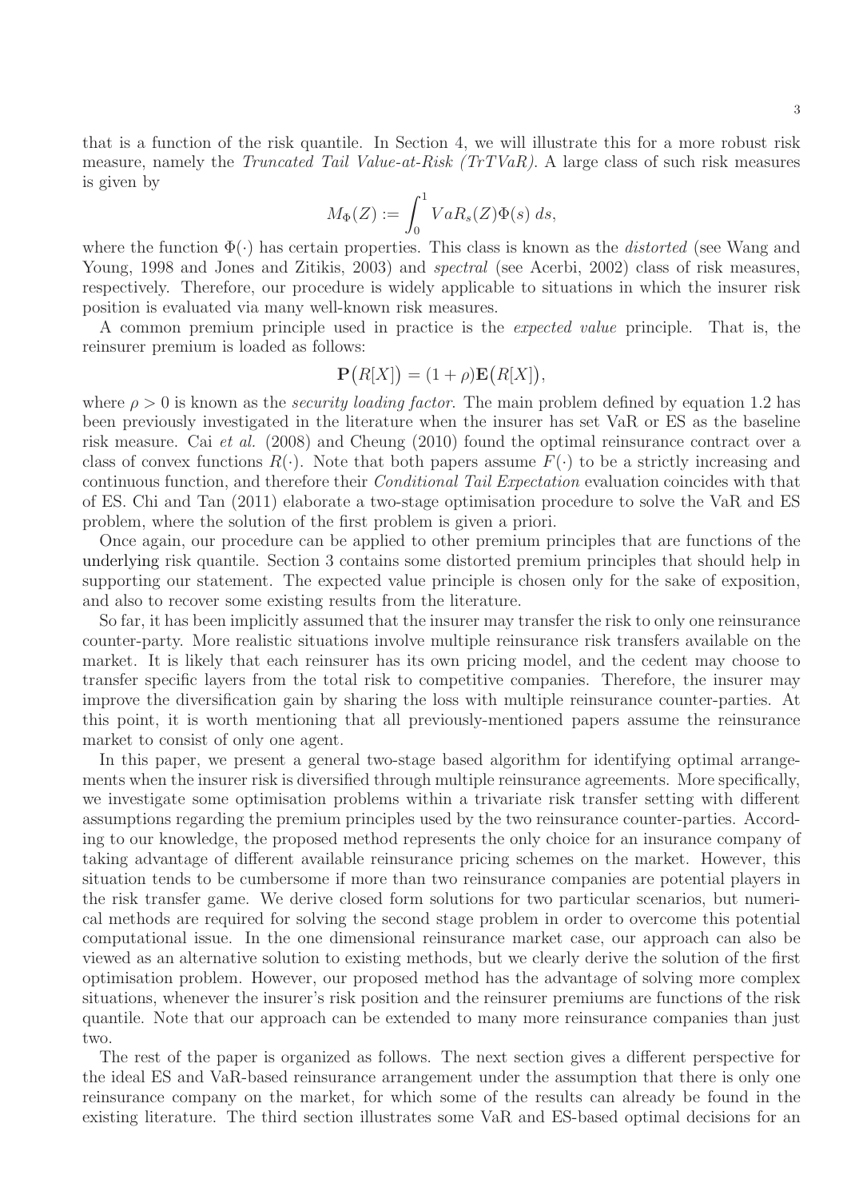that is a function of the risk quantile. In Section 4, we will illustrate this for a more robust risk measure, namely the *Truncated Tail Value-at-Risk (TrTVaR)*. A large class of such risk measures is given by

$$M_\Phi(Z) := \int_0^1 VaR_s(Z)\Phi(s)\, ds,$$

where the function $\Phi(\cdot)$ has certain properties. This class is known as the *distorted* (see Wang and Young, 1998 and Jones and Zitikis, 2003) and *spectral* (see Acerbi, 2002) class of risk measures, respectively. Therefore, our procedure is widely applicable to situations in which the insurer risk position is evaluated via many well-known risk measures.

A common premium principle used in practice is the *expected value* principle. That is, the reinsurer premium is loaded as follows:

$$\mathbf{P}\big(R[X]\big) = (1+\rho)\mathbf{E}\big(R[X]\big),$$

where $\rho > 0$ is known as the *security loading factor.* The main problem defined by equation 1.2 has been previously investigated in the literature when the insurer has set VaR or ES as the baseline risk measure. Cai *et al.* (2008) and Cheung (2010) found the optimal reinsurance contract over a class of convex functions $R(\cdot)$. Note that both papers assume $F(\cdot)$ to be a strictly increasing and continuous function, and therefore their *Conditional Tail Expectation* evaluation coincides with that of ES. Chi and Tan (2011) elaborate a two-stage optimisation procedure to solve the VaR and ES problem, where the solution of the first problem is given a priori.

Once again, our procedure can be applied to other premium principles that are functions of the underlying risk quantile. Section 3 contains some distorted premium principles that should help in supporting our statement. The expected value principle is chosen only for the sake of exposition, and also to recover some existing results from the literature.

So far, it has been implicitly assumed that the insurer may transfer the risk to only one reinsurance counter-party. More realistic situations involve multiple reinsurance risk transfers available on the market. It is likely that each reinsurer has its own pricing model, and the cedent may choose to transfer specific layers from the total risk to competitive companies. Therefore, the insurer may improve the diversification gain by sharing the loss with multiple reinsurance counter-parties. At this point, it is worth mentioning that all previously-mentioned papers assume the reinsurance market to consist of only one agent.

In this paper, we present a general two-stage based algorithm for identifying optimal arrangements when the insurer risk is diversified through multiple reinsurance agreements. More specifically, we investigate some optimisation problems within a trivariate risk transfer setting with different assumptions regarding the premium principles used by the two reinsurance counter-parties. According to our knowledge, the proposed method represents the only choice for an insurance company of taking advantage of different available reinsurance pricing schemes on the market. However, this situation tends to be cumbersome if more than two reinsurance companies are potential players in the risk transfer game. We derive closed form solutions for two particular scenarios, but numerical methods are required for solving the second stage problem in order to overcome this potential computational issue. In the one dimensional reinsurance market case, our approach can also be viewed as an alternative solution to existing methods, but we clearly derive the solution of the first optimisation problem. However, our proposed method has the advantage of solving more complex situations, whenever the insurer's risk position and the reinsurer premiums are functions of the risk quantile. Note that our approach can be extended to many more reinsurance companies than just two.

The rest of the paper is organized as follows. The next section gives a different perspective for the ideal ES and VaR-based reinsurance arrangement under the assumption that there is only one reinsurance company on the market, for which some of the results can already be found in the existing literature. The third section illustrates some VaR and ES-based optimal decisions for an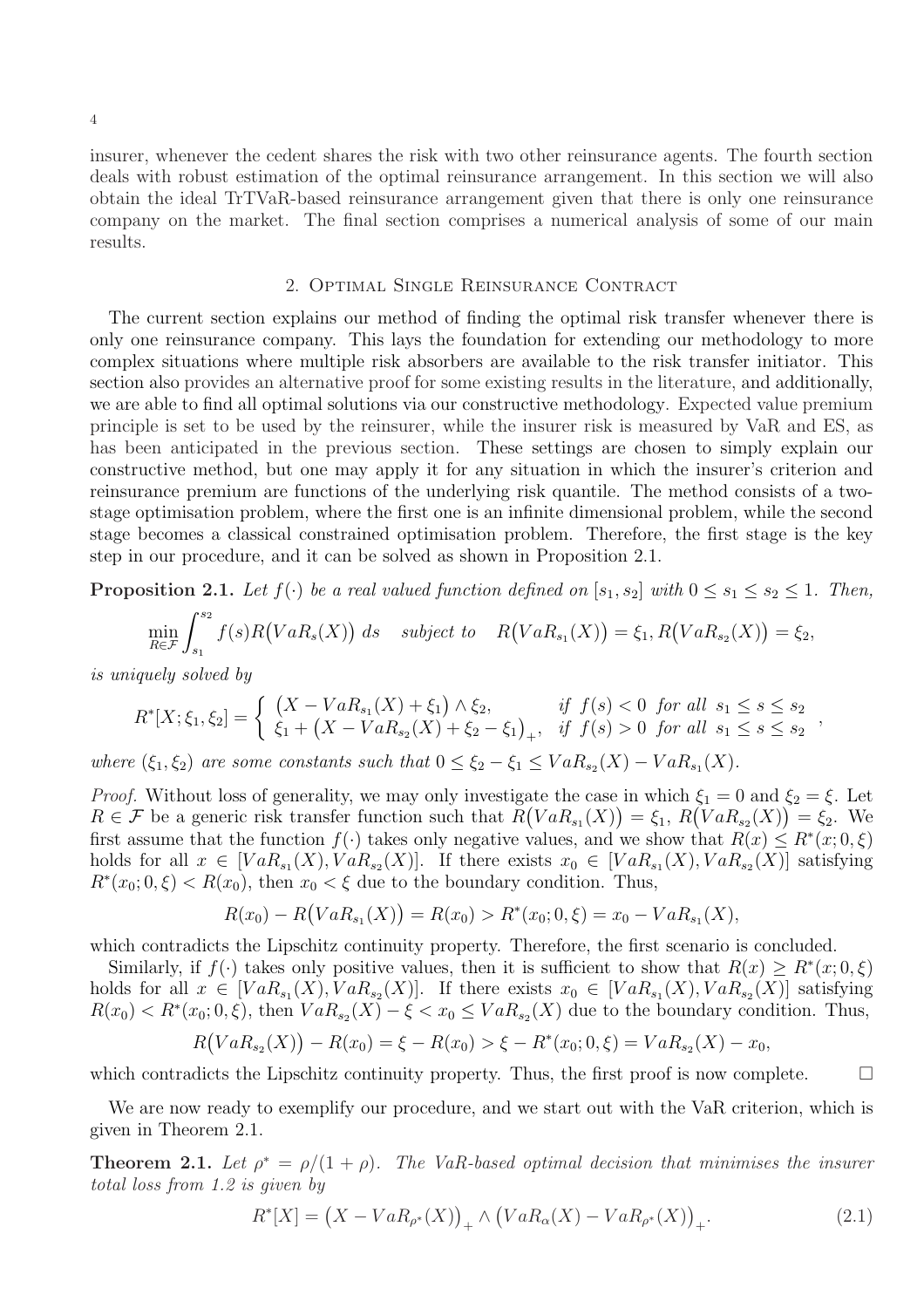insurer, whenever the cedent shares the risk with two other reinsurance agents. The fourth section deals with robust estimation of the optimal reinsurance arrangement. In this section we will also obtain the ideal TrTVaR-based reinsurance arrangement given that there is only one reinsurance company on the market. The final section comprises a numerical analysis of some of our main results.

## 2. Optimal Single Reinsurance Contract

The current section explains our method of finding the optimal risk transfer whenever there is only one reinsurance company. This lays the foundation for extending our methodology to more complex situations where multiple risk absorbers are available to the risk transfer initiator. This section also provides an alternative proof for some existing results in the literature, and additionally, we are able to find all optimal solutions via our constructive methodology. Expected value premium principle is set to be used by the reinsurer, while the insurer risk is measured by VaR and ES, as has been anticipated in the previous section. These settings are chosen to simply explain our constructive method, but one may apply it for any situation in which the insurer's criterion and reinsurance premium are functions of the underlying risk quantile. The method consists of a two-stage optimisation problem, where the first one is an infinite dimensional problem, while the second stage becomes a classical constrained optimisation problem. Therefore, the first stage is the key step in our procedure, and it can be solved as shown in Proposition 2.1.

**Proposition 2.1.** *Let $f(\cdot)$ be a real valued function defined on $[s_1, s_2]$ with $0 \leq s_1 \leq s_2 \leq 1$. Then,*

$$\min_{R \in \mathcal{F}} \int_{s_1}^{s_2} f(s) R\big(VaR_s(X)\big)\, ds \quad \textit{subject to} \quad R\big(VaR_{s_1}(X)\big) = \xi_1, R\big(VaR_{s_2}(X)\big) = \xi_2,$$

*is uniquely solved by*

$$R^*[X; \xi_1, \xi_2] = \begin{cases} \big(X - VaR_{s_1}(X) + \xi_1\big) \wedge \xi_2, & \text{if } f(s) < 0 \text{ for all } s_1 \leq s \leq s_2 \\ \xi_1 + \big(X - VaR_{s_2}(X) + \xi_2 - \xi_1\big)_+, & \text{if } f(s) > 0 \text{ for all } s_1 \leq s \leq s_2 \end{cases},$$

*where $(\xi_1, \xi_2)$ are some constants such that $0 \leq \xi_2 - \xi_1 \leq VaR_{s_2}(X) - VaR_{s_1}(X)$.*

*Proof.* Without loss of generality, we may only investigate the case in which $\xi_1 = 0$ and $\xi_2 = \xi$. Let $R \in \mathcal{F}$ be a generic risk transfer function such that $R\big(VaR_{s_1}(X)\big) = \xi_1$, $R\big(VaR_{s_2}(X)\big) = \xi_2$. We first assume that the function $f(\cdot)$ takes only negative values, and we show that $R(x) \leq R^*(x; 0, \xi)$ holds for all $x \in [VaR_{s_1}(X), VaR_{s_2}(X)]$. If there exists $x_0 \in [VaR_{s_1}(X), VaR_{s_2}(X)]$ satisfying $R^*(x_0; 0, \xi) < R(x_0)$, then $x_0 < \xi$ due to the boundary condition. Thus,

$$R(x_0) - R\big(VaR_{s_1}(X)\big) = R(x_0) > R^*(x_0; 0, \xi) = x_0 - VaR_{s_1}(X),$$

which contradicts the Lipschitz continuity property. Therefore, the first scenario is concluded.

Similarly, if $f(\cdot)$ takes only positive values, then it is sufficient to show that $R(x) \geq R^*(x; 0, \xi)$ holds for all $x \in [VaR_{s_1}(X), VaR_{s_2}(X)]$. If there exists $x_0 \in [VaR_{s_1}(X), VaR_{s_2}(X)]$ satisfying $R(x_0) < R^*(x_0; 0, \xi)$, then $VaR_{s_2}(X) - \xi < x_0 \leq VaR_{s_2}(X)$ due to the boundary condition. Thus,

$$R\big(VaR_{s_2}(X)\big) - R(x_0) = \xi - R(x_0) > \xi - R^*(x_0; 0, \xi) = VaR_{s_2}(X) - x_0,$$

which contradicts the Lipschitz continuity property. Thus, the first proof is now complete. $\square$

We are now ready to exemplify our procedure, and we start out with the VaR criterion, which is given in Theorem 2.1.

**Theorem 2.1.** *Let $\rho^* = \rho/(1+\rho)$. The VaR-based optimal decision that minimises the insurer total loss from 1.2 is given by*

$$R^*[X] = \big(X - VaR_{\rho^*}(X)\big)_+ \wedge \big(VaR_\alpha(X) - VaR_{\rho^*}(X)\big)_+. \tag{2.1}$$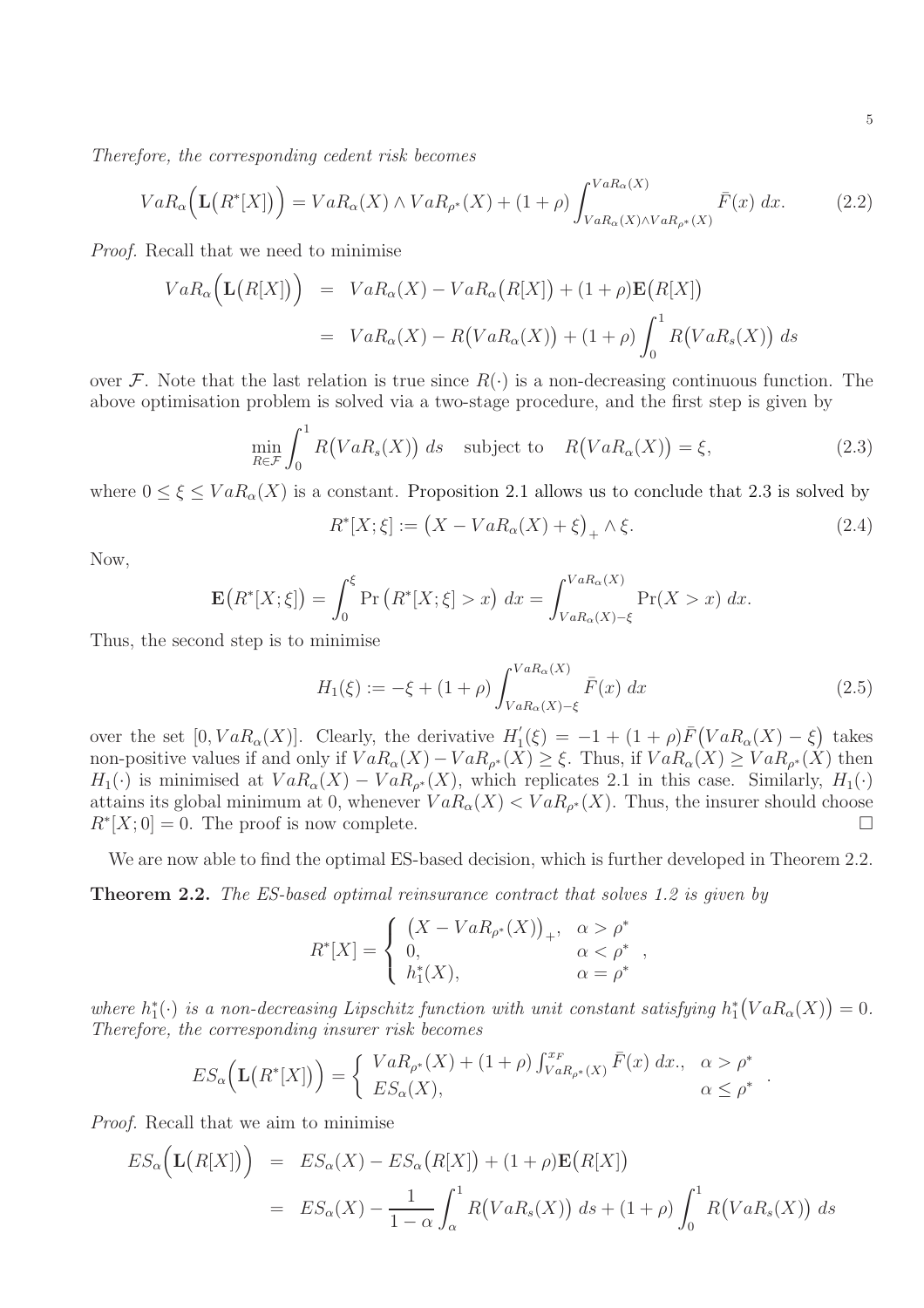*Therefore, the corresponding cedent risk becomes*

$$VaR_{\alpha}\Big(\mathbf{L}\big(R^*[X]\big)\Big) = VaR_{\alpha}(X) \wedge VaR_{\rho^*}(X) + (1+\rho)\int_{VaR_{\alpha}(X)\wedge VaR_{\rho^*}(X)}^{VaR_{\alpha}(X)} \bar{F}(x)\ dx. \tag{2.2}$$

*Proof.* Recall that we need to minimise

$$\begin{aligned} VaR_{\alpha}\Big(\mathbf{L}\big(R[X]\big)\Big) &= VaR_{\alpha}(X) - VaR_{\alpha}\big(R[X]\big) + (1+\rho)\mathbf{E}\big(R[X]\big) \\ &= VaR_{\alpha}(X) - R\big(VaR_{\alpha}(X)\big) + (1+\rho)\int_0^1 R\big(VaR_s(X)\big)\ ds \end{aligned}$$

over $\mathcal{F}$. Note that the last relation is true since $R(\cdot)$ is a non-decreasing continuous function. The above optimisation problem is solved via a two-stage procedure, and the first step is given by

$$\min_{R\in\mathcal{F}} \int_0^1 R\big(VaR_s(X)\big)\ ds \quad \text{subject to} \quad R\big(VaR_{\alpha}(X)\big) = \xi, \tag{2.3}$$

where $0 \le \xi \le VaR_{\alpha}(X)$ is a constant. Proposition 2.1 allows us to conclude that 2.3 is solved by

$$R^*[X;\xi] := \big(X - VaR_{\alpha}(X) + \xi\big)_+ \wedge \xi. \tag{2.4}$$

Now,

$$\mathbf{E}\big(R^*[X;\xi]\big) = \int_0^{\xi} \Pr\left(R^*[X;\xi] > x\right)\ dx = \int_{VaR_{\alpha}(X)-\xi}^{VaR_{\alpha}(X)} \Pr(X > x)\ dx.$$

Thus, the second step is to minimise

$$H_1(\xi) := -\xi + (1+\rho)\int_{VaR_{\alpha}(X)-\xi}^{VaR_{\alpha}(X)} \bar{F}(x)\ dx \tag{2.5}$$

over the set $[0, VaR_{\alpha}(X)]$. Clearly, the derivative $H_1^{'}(\xi) = -1 + (1+\rho)\bar{F}\big(VaR_{\alpha}(X) - \xi\big)$ takes non-positive values if and only if $VaR_{\alpha}(X) - VaR_{\rho^*}(X) \ge \xi$. Thus, if $VaR_{\alpha}(X) \ge VaR_{\rho^*}(X)$ then $H_1(\cdot)$ is minimised at $VaR_{\alpha}(X) - VaR_{\rho^*}(X)$, which replicates 2.1 in this case. Similarly, $H_1(\cdot)$ attains its global minimum at 0, whenever $VaR_{\alpha}(X) < VaR_{\rho^*}(X)$. Thus, the insurer should choose $R^*[X;0] = 0$. The proof is now complete. $\square$

We are now able to find the optimal ES-based decision, which is further developed in Theorem 2.2.

**Theorem 2.2.** *The ES-based optimal reinsurance contract that solves 1.2 is given by*

$$R^*[X] = \begin{cases} \big(X - VaR_{\rho^*}(X)\big)_+, & \alpha > \rho^* \\ 0, & \alpha < \rho^* \\ h_1^*(X), & \alpha = \rho^* \end{cases},$$

*where $h_1^*(\cdot)$ is a non-decreasing Lipschitz function with unit constant satisfying $h_1^*\big(VaR_{\alpha}(X)\big) = 0$. Therefore, the corresponding insurer risk becomes*

$$ES_{\alpha}\Big(\mathbf{L}\big(R^*[X]\big)\Big) = \begin{cases} VaR_{\rho^*}(X) + (1+\rho)\int_{VaR_{\rho^*}(X)}^{x_F} \bar{F}(x)\ dx., & \alpha > \rho^* \\ ES_{\alpha}(X), & \alpha \le \rho^* \end{cases}.$$

*Proof.* Recall that we aim to minimise

$$\begin{aligned} ES_{\alpha}\Big(\mathbf{L}\big(R[X]\big)\Big) &= ES_{\alpha}(X) - ES_{\alpha}\big(R[X]\big) + (1+\rho)\mathbf{E}\big(R[X]\big) \\ &= ES_{\alpha}(X) - \frac{1}{1-\alpha}\int_{\alpha}^1 R\big(VaR_s(X)\big)\ ds + (1+\rho)\int_0^1 R\big(VaR_s(X)\big)\ ds \end{aligned}$$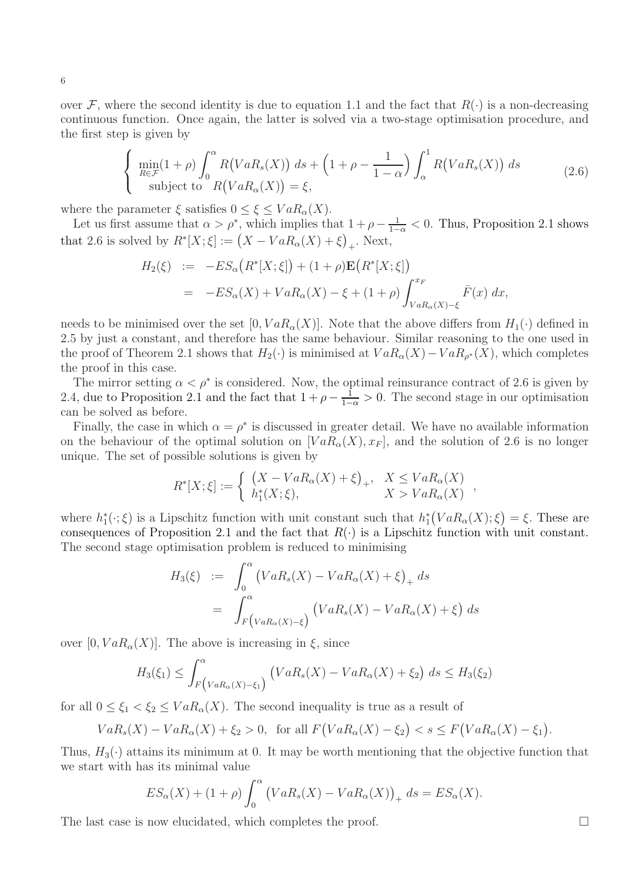over $\mathcal{F}$, where the second identity is due to equation 1.1 and the fact that $R(\cdot)$ is a non-decreasing continuous function. Once again, the latter is solved via a two-stage optimisation procedure, and the first step is given by

$$
\left\{
\begin{array}{l}
\min\limits_{R\in\mathcal{F}}(1+\rho)\displaystyle\int_0^\alpha R\big(VaR_s(X)\big)\;ds+\Big(1+\rho-\frac{1}{1-\alpha}\Big)\int_\alpha^1 R\big(VaR_s(X)\big)\;ds \\
\quad\text{subject to}\quad R\big(VaR_\alpha(X)\big)=\xi,
\end{array}
\right.
\tag{2.6}
$$

where the parameter $\xi$ satisfies $0\le\xi\le VaR_\alpha(X)$.

Let us first assume that $\alpha>\rho^*$, which implies that $1+\rho-\frac{1}{1-\alpha}<0$. Thus, Proposition 2.1 shows that 2.6 is solved by $R^*[X;\xi]:=\big(X-VaR_\alpha(X)+\xi\big)_+$. Next,

$$
\begin{aligned}
H_2(\xi) \;&:=\; -ES_\alpha\big(R^*[X;\xi]\big)+(1+\rho)\mathbf{E}\big(R^*[X;\xi]\big)\\
&=\; -ES_\alpha(X)+VaR_\alpha(X)-\xi+(1+\rho)\int_{VaR_\alpha(X)-\xi}^{x_F}\bar{F}(x)\;dx,
\end{aligned}
$$

needs to be minimised over the set $[0,VaR_\alpha(X)]$. Note that the above differs from $H_1(\cdot)$ defined in 2.5 by just a constant, and therefore has the same behaviour. Similar reasoning to the one used in the proof of Theorem 2.1 shows that $H_2(\cdot)$ is minimised at $VaR_\alpha(X)-VaR_{\rho^*}(X)$, which completes the proof in this case.

The mirror setting $\alpha<\rho^*$ is considered. Now, the optimal reinsurance contract of 2.6 is given by 2.4, due to Proposition 2.1 and the fact that $1+\rho-\frac{1}{1-\alpha}>0$. The second stage in our optimisation can be solved as before.

Finally, the case in which $\alpha=\rho^*$ is discussed in greater detail. We have no available information on the behaviour of the optimal solution on $[VaR_\alpha(X),x_F]$, and the solution of 2.6 is no longer unique. The set of possible solutions is given by

$$
R^*[X;\xi]:=\left\{
\begin{array}{ll}
\big(X-VaR_\alpha(X)+\xi\big)_+, & X\le VaR_\alpha(X)\\
h_1^*(X;\xi), & X>VaR_\alpha(X)
\end{array}
\right.,
$$

where $h_1^*(\cdot;\xi)$ is a Lipschitz function with unit constant such that $h_1^*\big(VaR_\alpha(X);\xi\big)=\xi$. These are consequences of Proposition 2.1 and the fact that $R(\cdot)$ is a Lipschitz function with unit constant. The second stage optimisation problem is reduced to minimising

$$
\begin{aligned}
H_3(\xi) \;&:=\; \int_0^\alpha\big(VaR_s(X)-VaR_\alpha(X)+\xi\big)_+\;ds\\
&=\; \int_{F\left(VaR_\alpha(X)-\xi\right)}^\alpha\big(VaR_s(X)-VaR_\alpha(X)+\xi\big)\;ds
\end{aligned}
$$

over $[0,VaR_\alpha(X)]$. The above is increasing in $\xi$, since

$$
H_3(\xi_1)\le\int_{F\left(VaR_\alpha(X)-\xi_1\right)}^\alpha\big(VaR_s(X)-VaR_\alpha(X)+\xi_2\big)\;ds\le H_3(\xi_2)
$$

for all $0\le\xi_1<\xi_2\le VaR_\alpha(X)$. The second inequality is true as a result of

$$
VaR_s(X)-VaR_\alpha(X)+\xi_2>0,\;\;\text{for all } F\big(VaR_\alpha(X)-\xi_2\big)<s\le F\big(VaR_\alpha(X)-\xi_1\big).
$$

Thus, $H_3(\cdot)$ attains its minimum at 0. It may be worth mentioning that the objective function that we start with has its minimal value

$$
ES_\alpha(X)+(1+\rho)\int_0^\alpha\big(VaR_s(X)-VaR_\alpha(X)\big)_+\;ds=ES_\alpha(X).
$$

The last case is now elucidated, which completes the proof. $\square$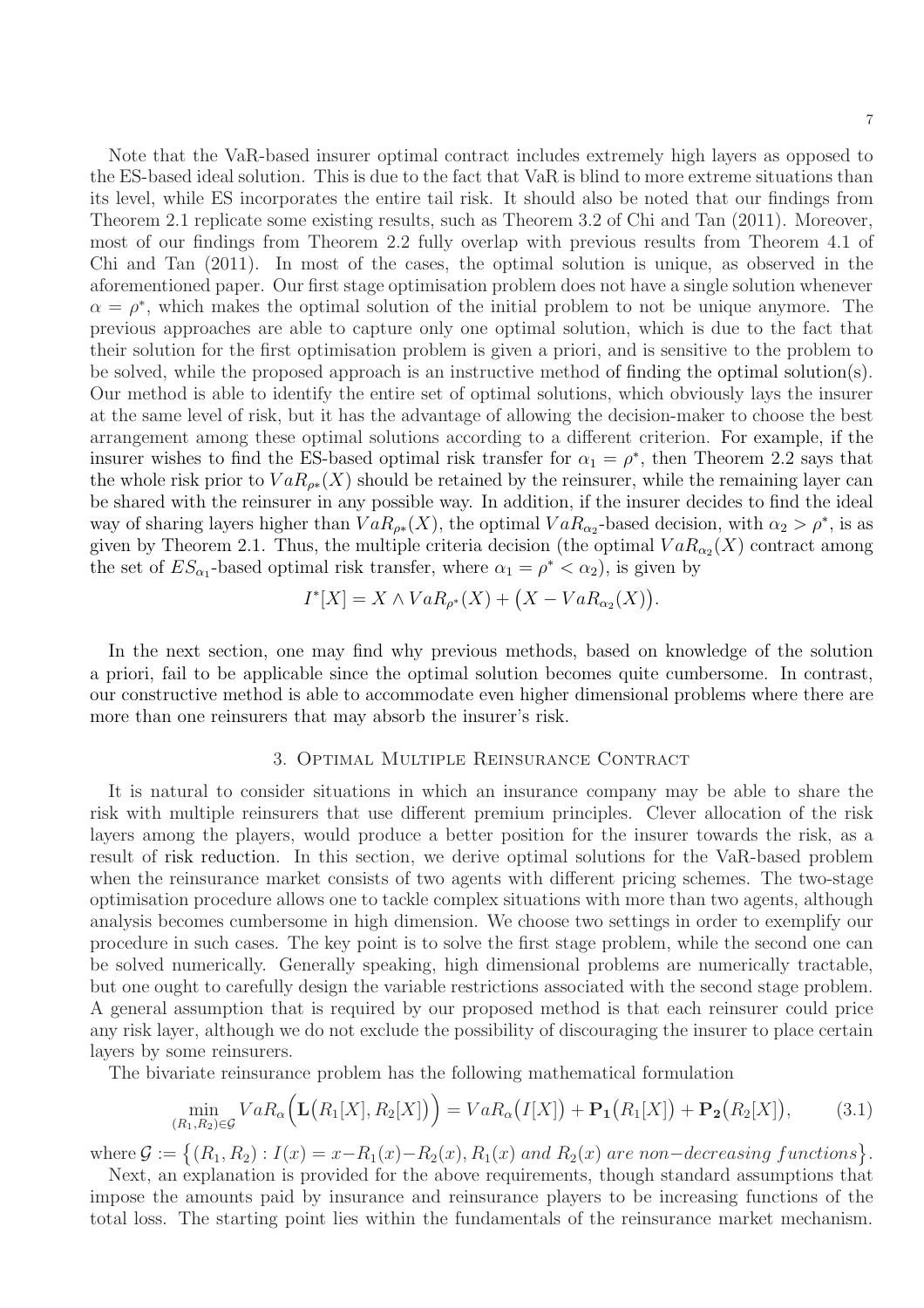Note that the VaR-based insurer optimal contract includes extremely high layers as opposed to the ES-based ideal solution. This is due to the fact that VaR is blind to more extreme situations than its level, while ES incorporates the entire tail risk. It should also be noted that our findings from Theorem 2.1 replicate some existing results, such as Theorem 3.2 of Chi and Tan (2011). Moreover, most of our findings from Theorem 2.2 fully overlap with previous results from Theorem 4.1 of Chi and Tan (2011). In most of the cases, the optimal solution is unique, as observed in the aforementioned paper. Our first stage optimisation problem does not have a single solution whenever $\alpha = \rho^*$, which makes the optimal solution of the initial problem to not be unique anymore. The previous approaches are able to capture only one optimal solution, which is due to the fact that their solution for the first optimisation problem is given a priori, and is sensitive to the problem to be solved, while the proposed approach is an instructive method of finding the optimal solution(s). Our method is able to identify the entire set of optimal solutions, which obviously lays the insurer at the same level of risk, but it has the advantage of allowing the decision-maker to choose the best arrangement among these optimal solutions according to a different criterion. For example, if the insurer wishes to find the ES-based optimal risk transfer for $\alpha_1 = \rho^*$, then Theorem 2.2 says that the whole risk prior to $VaR_{\rho*}(X)$ should be retained by the reinsurer, while the remaining layer can be shared with the reinsurer in any possible way. In addition, if the insurer decides to find the ideal way of sharing layers higher than $VaR_{\rho*}(X)$, the optimal $VaR_{\alpha_2}$-based decision, with $\alpha_2 > \rho^*$, is as given by Theorem 2.1. Thus, the multiple criteria decision (the optimal $VaR_{\alpha_2}(X)$ contract among the set of $ES_{\alpha_1}$-based optimal risk transfer, where $\alpha_1 = \rho^* < \alpha_2$), is given by

$$I^*[X] = X \wedge VaR_{\rho^*}(X) + \big(X - VaR_{\alpha_2}(X)\big).$$

In the next section, one may find why previous methods, based on knowledge of the solution a priori, fail to be applicable since the optimal solution becomes quite cumbersome. In contrast, our constructive method is able to accommodate even higher dimensional problems where there are more than one reinsurers that may absorb the insurer's risk.

## 3. Optimal Multiple Reinsurance Contract

It is natural to consider situations in which an insurance company may be able to share the risk with multiple reinsurers that use different premium principles. Clever allocation of the risk layers among the players, would produce a better position for the insurer towards the risk, as a result of risk reduction. In this section, we derive optimal solutions for the VaR-based problem when the reinsurance market consists of two agents with different pricing schemes. The two-stage optimisation procedure allows one to tackle complex situations with more than two agents, although analysis becomes cumbersome in high dimension. We choose two settings in order to exemplify our procedure in such cases. The key point is to solve the first stage problem, while the second one can be solved numerically. Generally speaking, high dimensional problems are numerically tractable, but one ought to carefully design the variable restrictions associated with the second stage problem. A general assumption that is required by our proposed method is that each reinsurer could price any risk layer, although we do not exclude the possibility of discouraging the insurer to place certain layers by some reinsurers.

The bivariate reinsurance problem has the following mathematical formulation

$$\min_{(R_1,R_2)\in\mathcal{G}} VaR_\alpha\Big(\mathbf{L}\big(R_1[X],R_2[X]\big)\Big) = VaR_\alpha\big(I[X]\big) + \mathbf{P_1}\big(R_1[X]\big) + \mathbf{P_2}\big(R_2[X]\big), \tag{3.1}$$

where $\mathcal{G} := \big\{(R_1,R_2) : I(x) = x - R_1(x) - R_2(x), R_1(x) \text{ and } R_2(x) \text{ are non-decreasing functions}\big\}$.

Next, an explanation is provided for the above requirements, though standard assumptions that impose the amounts paid by insurance and reinsurance players to be increasing functions of the total loss. The starting point lies within the fundamentals of the reinsurance market mechanism.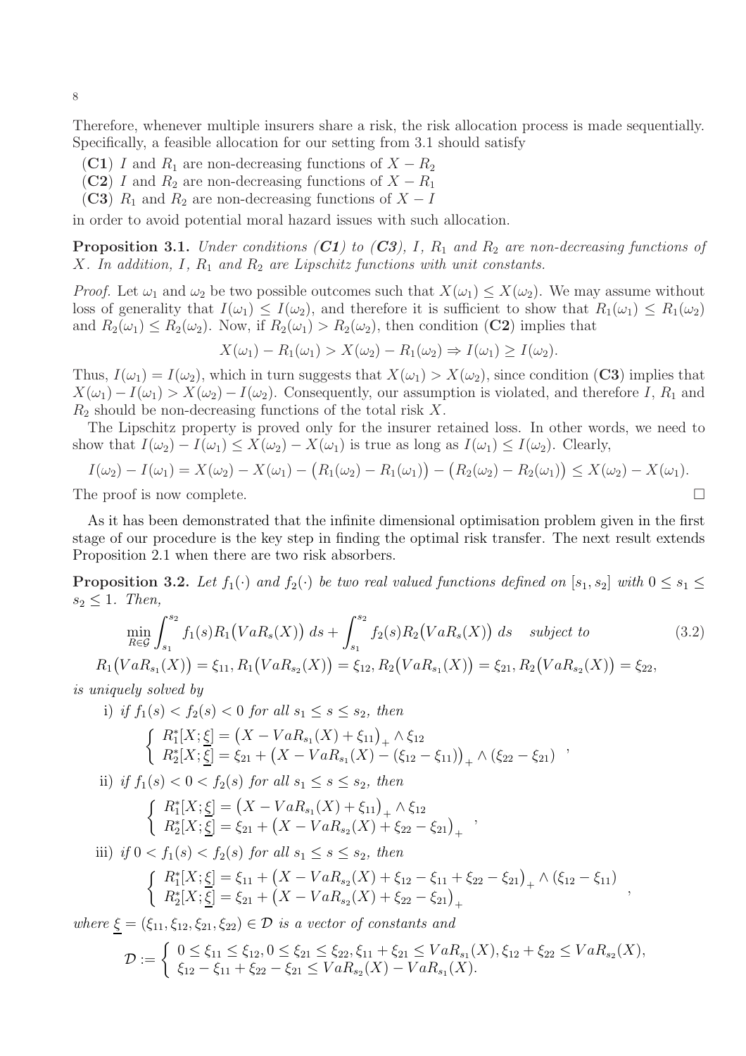Therefore, whenever multiple insurers share a risk, the risk allocation process is made sequentially. Specifically, a feasible allocation for our setting from 3.1 should satisfy

(**C1**) $I$ and $R_1$ are non-decreasing functions of $X - R_2$

(**C2**) $I$ and $R_2$ are non-decreasing functions of $X - R_1$

(**C3**) $R_1$ and $R_2$ are non-decreasing functions of $X - I$

in order to avoid potential moral hazard issues with such allocation.

**Proposition 3.1.** *Under conditions (**C1**) to (**C3**), $I$, $R_1$ and $R_2$ are non-decreasing functions of $X$. In addition, $I$, $R_1$ and $R_2$ are Lipschitz functions with unit constants.*

*Proof.* Let $\omega_1$ and $\omega_2$ be two possible outcomes such that $X(\omega_1) \leq X(\omega_2)$. We may assume without loss of generality that $I(\omega_1) \leq I(\omega_2)$, and therefore it is sufficient to show that $R_1(\omega_1) \leq R_1(\omega_2)$ and $R_2(\omega_1) \leq R_2(\omega_2)$. Now, if $R_2(\omega_1) > R_2(\omega_2)$, then condition (**C2**) implies that

$$X(\omega_1) - R_1(\omega_1) > X(\omega_2) - R_1(\omega_2) \Rightarrow I(\omega_1) \geq I(\omega_2).$$

Thus, $I(\omega_1) = I(\omega_2)$, which in turn suggests that $X(\omega_1) > X(\omega_2)$, since condition (**C3**) implies that $X(\omega_1) - I(\omega_1) > X(\omega_2) - I(\omega_2)$. Consequently, our assumption is violated, and therefore $I$, $R_1$ and $R_2$ should be non-decreasing functions of the total risk $X$.

The Lipschitz property is proved only for the insurer retained loss. In other words, we need to show that $I(\omega_2) - I(\omega_1) \leq X(\omega_2) - X(\omega_1)$ is true as long as $I(\omega_1) \leq I(\omega_2)$. Clearly,

$$I(\omega_2) - I(\omega_1) = X(\omega_2) - X(\omega_1) - \big(R_1(\omega_2) - R_1(\omega_1)\big) - \big(R_2(\omega_2) - R_2(\omega_1)\big) \leq X(\omega_2) - X(\omega_1).$$

The proof is now complete. $\square$

As it has been demonstrated that the infinite dimensional optimisation problem given in the first stage of our procedure is the key step in finding the optimal risk transfer. The next result extends Proposition 2.1 when there are two risk absorbers.

**Proposition 3.2.** *Let $f_1(\cdot)$ and $f_2(\cdot)$ be two real valued functions defined on $[s_1, s_2]$ with $0 \leq s_1 \leq s_2 \leq 1$. Then,*

$$\min_{R \in \mathcal{G}} \int_{s_1}^{s_2} f_1(s) R_1\big(VaR_s(X)\big)\, ds + \int_{s_1}^{s_2} f_2(s) R_2\big(VaR_s(X)\big)\, ds \quad \text{subject to} \tag{3.2}$$

$$R_1\big(VaR_{s_1}(X)\big) = \xi_{11}, R_1\big(VaR_{s_2}(X)\big) = \xi_{12}, R_2\big(VaR_{s_1}(X)\big) = \xi_{21}, R_2\big(VaR_{s_2}(X)\big) = \xi_{22},$$

*is uniquely solved by*

i) *if $f_1(s) < f_2(s) < 0$ for all $s_1 \leq s \leq s_2$, then*

$$\begin{cases} R_1^*[X; \underline{\xi}] = \big(X - VaR_{s_1}(X) + \xi_{11}\big)_+ \wedge \xi_{12} \\ R_2^*[X; \underline{\xi}] = \xi_{21} + \big(X - VaR_{s_1}(X) - (\xi_{12} - \xi_{11})\big)_+ \wedge (\xi_{22} - \xi_{21}) \end{cases},$$

ii) *if $f_1(s) < 0 < f_2(s)$ for all $s_1 \leq s \leq s_2$, then*

$$\begin{cases} R_1^*[X; \underline{\xi}] = \big(X - VaR_{s_1}(X) + \xi_{11}\big)_+ \wedge \xi_{12} \\ R_2^*[X; \underline{\xi}] = \xi_{21} + \big(X - VaR_{s_2}(X) + \xi_{22} - \xi_{21}\big)_+ \end{cases},$$

iii) *if $0 < f_1(s) < f_2(s)$ for all $s_1 \leq s \leq s_2$, then*

$$\begin{cases} R_1^*[X; \underline{\xi}] = \xi_{11} + \big(X - VaR_{s_2}(X) + \xi_{12} - \xi_{11} + \xi_{22} - \xi_{21}\big)_+ \wedge (\xi_{12} - \xi_{11}) \\ R_2^*[X; \underline{\xi}] = \xi_{21} + \big(X - VaR_{s_2}(X) + \xi_{22} - \xi_{21}\big)_+ \end{cases},$$

*where $\underline{\xi} = (\xi_{11}, \xi_{12}, \xi_{21}, \xi_{22}) \in \mathcal{D}$ is a vector of constants and*

$$\mathcal{D} := \begin{cases} 0 \leq \xi_{11} \leq \xi_{12}, 0 \leq \xi_{21} \leq \xi_{22}, \xi_{11} + \xi_{21} \leq VaR_{s_1}(X), \xi_{12} + \xi_{22} \leq VaR_{s_2}(X), \\ \xi_{12} - \xi_{11} + \xi_{22} - \xi_{21} \leq VaR_{s_2}(X) - VaR_{s_1}(X). \end{cases}$$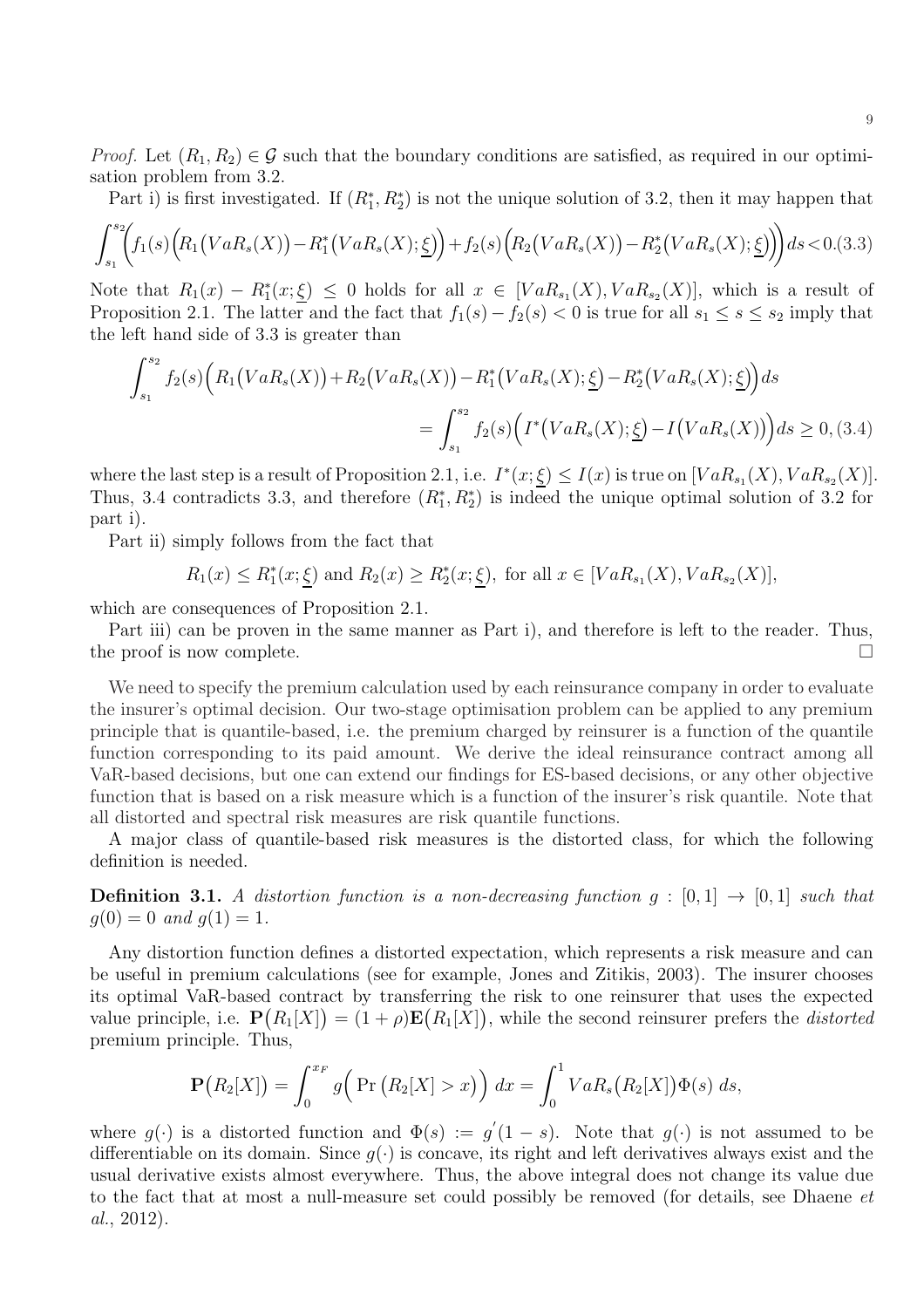*Proof.* Let $(R_1, R_2) \in \mathcal{G}$ such that the boundary conditions are satisfied, as required in our optimisation problem from 3.2.

Part i) is first investigated. If $(R_1^*, R_2^*)$ is not the unique solution of 3.2, then it may happen that

$$\int_{s_1}^{s_2}\Big(f_1(s)\Big(R_1\big(VaR_s(X)\big)-R_1^*\big(VaR_s(X);\underline{\xi}\big)\Big)+f_2(s)\Big(R_2\big(VaR_s(X)\big)-R_2^*\big(VaR_s(X);\underline{\xi}\big)\Big)\Big)ds<0. \quad (3.3)$$

Note that $R_1(x) - R_1^*(x;\underline{\xi}) \leq 0$ holds for all $x \in [VaR_{s_1}(X), VaR_{s_2}(X)]$, which is a result of Proposition 2.1. The latter and the fact that $f_1(s) - f_2(s) < 0$ is true for all $s_1 \leq s \leq s_2$ imply that the left hand side of 3.3 is greater than

$$\int_{s_1}^{s_2} f_2(s)\Big(R_1\big(VaR_s(X)\big)+R_2\big(VaR_s(X)\big)-R_1^*\big(VaR_s(X);\underline{\xi}\big)-R_2^*\big(VaR_s(X);\underline{\xi}\big)\Big)ds$$
$$=\int_{s_1}^{s_2} f_2(s)\Big(I^*\big(VaR_s(X);\underline{\xi}\big)-I\big(VaR_s(X)\big)\Big)ds \geq 0, \quad (3.4)$$

where the last step is a result of Proposition 2.1, i.e. $I^*(x;\underline{\xi}) \leq I(x)$ is true on $[VaR_{s_1}(X), VaR_{s_2}(X)]$. Thus, 3.4 contradicts 3.3, and therefore $(R_1^*, R_2^*)$ is indeed the unique optimal solution of 3.2 for part i).

Part ii) simply follows from the fact that

$$R_1(x) \leq R_1^*(x;\underline{\xi}) \text{ and } R_2(x) \geq R_2^*(x;\underline{\xi}), \text{ for all } x \in [VaR_{s_1}(X), VaR_{s_2}(X)],$$

which are consequences of Proposition 2.1.

Part iii) can be proven in the same manner as Part i), and therefore is left to the reader. Thus, the proof is now complete. □

We need to specify the premium calculation used by each reinsurance company in order to evaluate the insurer's optimal decision. Our two-stage optimisation problem can be applied to any premium principle that is quantile-based, i.e. the premium charged by reinsurer is a function of the quantile function corresponding to its paid amount. We derive the ideal reinsurance contract among all VaR-based decisions, but one can extend our findings for ES-based decisions, or any other objective function that is based on a risk measure which is a function of the insurer's risk quantile. Note that all distorted and spectral risk measures are risk quantile functions.

A major class of quantile-based risk measures is the distorted class, for which the following definition is needed.

**Definition 3.1.** *A distortion function is a non-decreasing function $g : [0,1] \to [0,1]$ such that $g(0) = 0$ and $g(1) = 1$.*

Any distortion function defines a distorted expectation, which represents a risk measure and can be useful in premium calculations (see for example, Jones and Zitikis, 2003). The insurer chooses its optimal VaR-based contract by transferring the risk to one reinsurer that uses the expected value principle, i.e. $\mathbf{P}\big(R_1[X]\big) = (1+\rho)\mathbf{E}\big(R_1[X]\big)$, while the second reinsurer prefers the *distorted* premium principle. Thus,

$$\mathbf{P}\big(R_2[X]\big) = \int_0^{x_F} g\Big(\Pr\big(R_2[X] > x\big)\Big)\,dx = \int_0^1 VaR_s\big(R_2[X]\big)\Phi(s)\,ds,$$

where $g(\cdot)$ is a distorted function and $\Phi(s) := g'(1-s)$. Note that $g(\cdot)$ is not assumed to be differentiable on its domain. Since $g(\cdot)$ is concave, its right and left derivatives always exist and the usual derivative exists almost everywhere. Thus, the above integral does not change its value due to the fact that at most a null-measure set could possibly be removed (for details, see Dhaene *et al.*, 2012).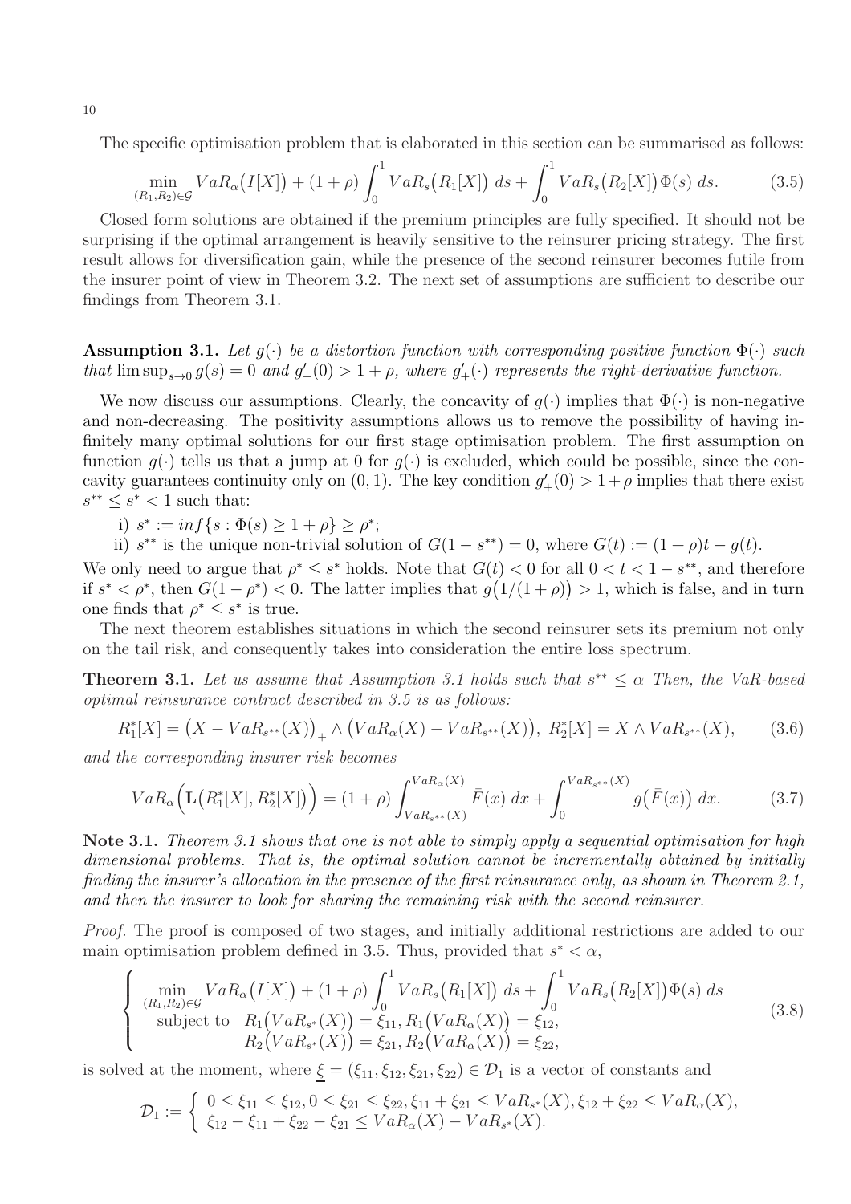The specific optimisation problem that is elaborated in this section can be summarised as follows:

$$\min_{(R_1,R_2)\in\mathcal{G}} VaR_\alpha\big(I[X]\big) + (1+\rho)\int_0^1 VaR_s\big(R_1[X]\big)\,ds + \int_0^1 VaR_s\big(R_2[X]\big)\Phi(s)\,ds. \tag{3.5}$$

Closed form solutions are obtained if the premium principles are fully specified. It should not be surprising if the optimal arrangement is heavily sensitive to the reinsurer pricing strategy. The first result allows for diversification gain, while the presence of the second reinsurer becomes futile from the insurer point of view in Theorem 3.2. The next set of assumptions are sufficient to describe our findings from Theorem 3.1.

**Assumption 3.1.** *Let $g(\cdot)$ be a distortion function with corresponding positive function $\Phi(\cdot)$ such that $\limsup_{s\to 0} g(s) = 0$ and $g'_+(0) > 1+\rho$, where $g'_+(\cdot)$ represents the right-derivative function.*

We now discuss our assumptions. Clearly, the concavity of $g(\cdot)$ implies that $\Phi(\cdot)$ is non-negative and non-decreasing. The positivity assumptions allows us to remove the possibility of having infinitely many optimal solutions for our first stage optimisation problem. The first assumption on function $g(\cdot)$ tells us that a jump at 0 for $g(\cdot)$ is excluded, which could be possible, since the concavity guarantees continuity only on $(0,1)$. The key condition $g'_+(0) > 1+\rho$ implies that there exist $s^{**} \le s^* < 1$ such that:

i) $s^* := inf\{s : \Phi(s) \ge 1+\rho\} \ge \rho^*$;

ii) $s^{**}$ is the unique non-trivial solution of $G(1-s^{**}) = 0$, where $G(t) := (1+\rho)t - g(t)$.

We only need to argue that $\rho^* \le s^*$ holds. Note that $G(t) < 0$ for all $0 < t < 1-s^{**}$, and therefore if $s^* < \rho^*$, then $G(1-\rho^*) < 0$. The latter implies that $g\big(1/(1+\rho)\big) > 1$, which is false, and in turn one finds that $\rho^* \le s^*$ is true.

The next theorem establishes situations in which the second reinsurer sets its premium not only on the tail risk, and consequently takes into consideration the entire loss spectrum.

**Theorem 3.1.** *Let us assume that Assumption 3.1 holds such that $s^{**} \le \alpha$ Then, the VaR-based optimal reinsurance contract described in 3.5 is as follows:*

$$R_1^*[X] = \big(X - VaR_{s^{**}}(X)\big)_+ \wedge \big(VaR_\alpha(X) - VaR_{s^{**}}(X)\big),\ R_2^*[X] = X \wedge VaR_{s^{**}}(X), \tag{3.6}$$

*and the corresponding insurer risk becomes*

$$VaR_\alpha\Big(\mathbf{L}\big(R_1^*[X], R_2^*[X]\big)\Big) = (1+\rho)\int_{VaR_{s^{**}}(X)}^{VaR_\alpha(X)} \bar{F}(x)\,dx + \int_0^{VaR_{s^{**}}(X)} g\big(\bar{F}(x)\big)\,dx. \tag{3.7}$$

**Note 3.1.** *Theorem 3.1 shows that one is not able to simply apply a sequential optimisation for high dimensional problems. That is, the optimal solution cannot be incrementally obtained by initially finding the insurer's allocation in the presence of the first reinsurance only, as shown in Theorem 2.1, and then the insurer to look for sharing the remaining risk with the second reinsurer.*

*Proof.* The proof is composed of two stages, and initially additional restrictions are added to our main optimisation problem defined in 3.5. Thus, provided that $s^* < \alpha$,

$$\left\{\begin{array}{l} \displaystyle\min_{(R_1,R_2)\in\mathcal{G}} VaR_\alpha\big(I[X]\big) + (1+\rho)\int_0^1 VaR_s\big(R_1[X]\big)\,ds + \int_0^1 VaR_s\big(R_2[X]\big)\Phi(s)\,ds \\ \quad\text{subject to}\quad R_1\big(VaR_{s^*}(X)\big) = \xi_{11}, R_1\big(VaR_\alpha(X)\big) = \xi_{12}, \\ \qquad\qquad\qquad\ R_2\big(VaR_{s^*}(X)\big) = \xi_{21}, R_2\big(VaR_\alpha(X)\big) = \xi_{22}, \end{array}\right. \tag{3.8}$$

is solved at the moment, where $\underline{\xi} = (\xi_{11}, \xi_{12}, \xi_{21}, \xi_{22}) \in \mathcal{D}_1$ is a vector of constants and

$$\mathcal{D}_1 := \left\{\begin{array}{l} 0 \le \xi_{11} \le \xi_{12}, 0 \le \xi_{21} \le \xi_{22}, \xi_{11} + \xi_{21} \le VaR_{s^*}(X), \xi_{12} + \xi_{22} \le VaR_\alpha(X), \\ \xi_{12} - \xi_{11} + \xi_{22} - \xi_{21} \le VaR_\alpha(X) - VaR_{s^*}(X). \end{array}\right.$$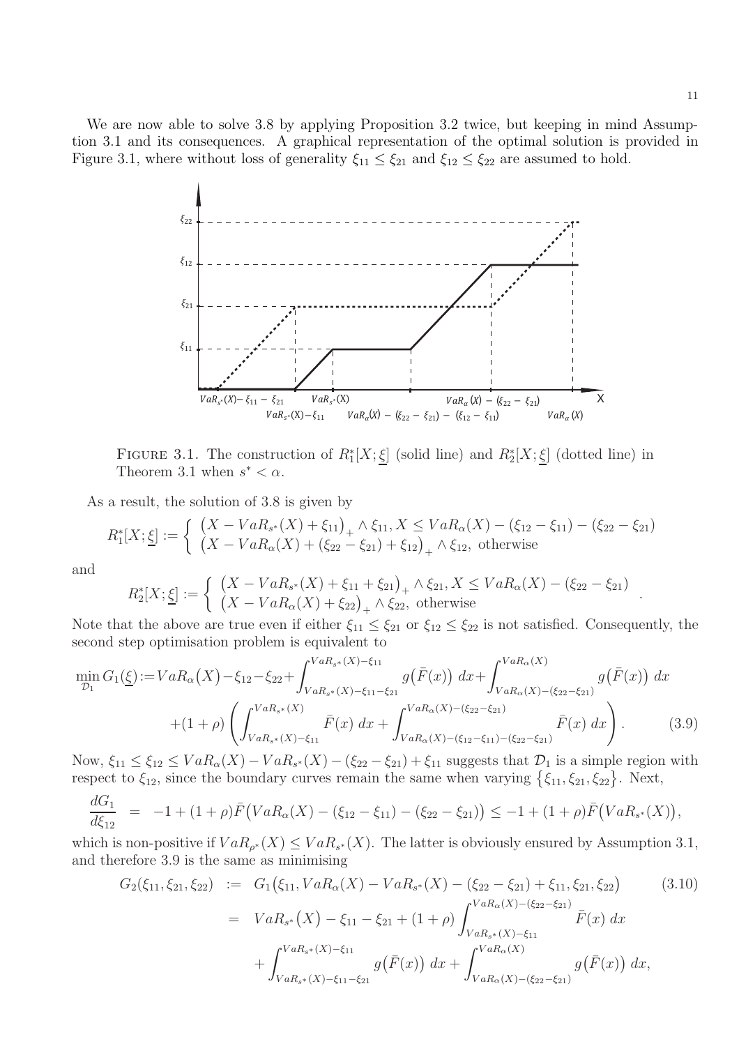We are now able to solve 3.8 by applying Proposition 3.2 twice, but keeping in mind Assumption 3.1 and its consequences. A graphical representation of the optimal solution is provided in Figure 3.1, where without loss of generality $\xi_{11} \leq \xi_{21}$ and $\xi_{12} \leq \xi_{22}$ are assumed to hold.

FIGURE 3.1. The construction of $R_1^*[X;\underline{\xi}]$ (solid line) and $R_2^*[X;\underline{\xi}]$ (dotted line) in Theorem 3.1 when $s^* < \alpha$.

As a result, the solution of 3.8 is given by

$$R_1^*[X;\underline{\xi}] := \begin{cases} \left(X - VaR_{s^*}(X) + \xi_{11}\right)_+ \wedge \xi_{11}, X \leq VaR_\alpha(X) - (\xi_{12} - \xi_{11}) - (\xi_{22} - \xi_{21}) \\ \left(X - VaR_\alpha(X) + (\xi_{22} - \xi_{21}) + \xi_{12}\right)_+ \wedge \xi_{12}, \text{ otherwise} \end{cases}$$

and

$$R_2^*[X;\underline{\xi}] := \begin{cases} \left(X - VaR_{s^*}(X) + \xi_{11} + \xi_{21}\right)_+ \wedge \xi_{21}, X \leq VaR_\alpha(X) - (\xi_{22} - \xi_{21}) \\ \left(X - VaR_\alpha(X) + \xi_{22}\right)_+ \wedge \xi_{22}, \text{ otherwise} \end{cases}.$$

Note that the above are true even if either $\xi_{11} \leq \xi_{21}$ or $\xi_{12} \leq \xi_{22}$ is not satisfied. Consequently, the second step optimisation problem is equivalent to

$$\begin{aligned}\min_{\mathcal{D}_1} G_1(\underline{\xi}) := VaR_\alpha\big(X\big) - \xi_{12} - \xi_{22} + \int_{VaR_{s^*}(X)-\xi_{11}-\xi_{21}}^{VaR_{s^*}(X)-\xi_{11}} g\big(\bar{F}(x)\big)\, dx + \int_{VaR_\alpha(X)-(\xi_{22}-\xi_{21})}^{VaR_\alpha(X)} g\big(\bar{F}(x)\big)\, dx \\ +(1+\rho)\left(\int_{VaR_{s^*}(X)-\xi_{11}}^{VaR_{s^*}(X)} \bar{F}(x)\, dx + \int_{VaR_\alpha(X)-(\xi_{12}-\xi_{11})-(\xi_{22}-\xi_{21})}^{VaR_\alpha(X)-(\xi_{22}-\xi_{21})} \bar{F}(x)\, dx\right). \qquad (3.9)\end{aligned}$$

Now, $\xi_{11} \leq \xi_{12} \leq VaR_\alpha(X) - VaR_{s^*}(X) - (\xi_{22} - \xi_{21}) + \xi_{11}$ suggests that $\mathcal{D}_1$ is a simple region with respect to $\xi_{12}$, since the boundary curves remain the same when varying $\{\xi_{11}, \xi_{21}, \xi_{22}\}$. Next,

$$\frac{dG_1}{d\xi_{12}} = -1 + (1+\rho)\bar{F}\big(VaR_\alpha(X) - (\xi_{12} - \xi_{11}) - (\xi_{22} - \xi_{21})\big) \leq -1 + (1+\rho)\bar{F}\big(VaR_{s^*}(X)\big),$$

which is non-positive if $VaR_{\rho^*}(X) \leq VaR_{s^*}(X)$. The latter is obviously ensured by Assumption 3.1, and therefore 3.9 is the same as minimising

$$\begin{aligned} G_2(\xi_{11}, \xi_{21}, \xi_{22}) &:= G_1\big(\xi_{11}, VaR_\alpha(X) - VaR_{s^*}(X) - (\xi_{22} - \xi_{21}) + \xi_{11}, \xi_{21}, \xi_{22}\big) \qquad (3.10) \\ &= VaR_{s^*}\big(X\big) - \xi_{11} - \xi_{21} + (1+\rho)\int_{VaR_{s^*}(X)-\xi_{11}}^{VaR_\alpha(X)-(\xi_{22}-\xi_{21})} \bar{F}(x)\, dx \\ &\quad + \int_{VaR_{s^*}(X)-\xi_{11}-\xi_{21}}^{VaR_{s^*}(X)-\xi_{11}} g\big(\bar{F}(x)\big)\, dx + \int_{VaR_\alpha(X)-(\xi_{22}-\xi_{21})}^{VaR_\alpha(X)} g\big(\bar{F}(x)\big)\, dx, \end{aligned}$$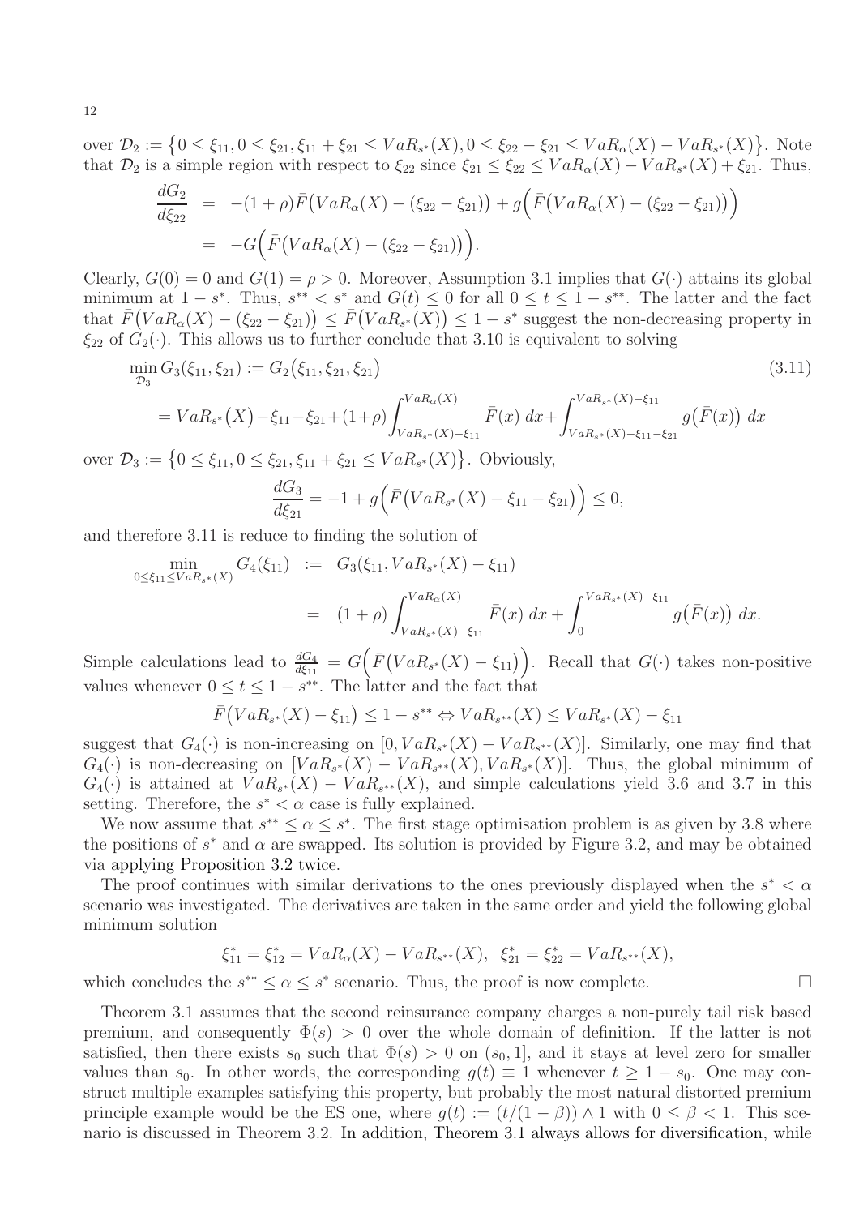over $\mathcal{D}_2 := \big\{0 \le \xi_{11}, 0 \le \xi_{21}, \xi_{11}+\xi_{21} \le VaR_{s^*}(X), 0 \le \xi_{22}-\xi_{21} \le VaR_\alpha(X) - VaR_{s^*}(X)\big\}$. Note that $\mathcal{D}_2$ is a simple region with respect to $\xi_{22}$ since $\xi_{21} \le \xi_{22} \le VaR_\alpha(X) - VaR_{s^*}(X) + \xi_{21}$. Thus,

$$
\begin{aligned}
\frac{dG_2}{d\xi_{22}} &= -(1+\rho)\bar{F}\big(VaR_\alpha(X) - (\xi_{22}-\xi_{21})\big) + g\Big(\bar{F}\big(VaR_\alpha(X) - (\xi_{22}-\xi_{21})\big)\Big) \\
&= -G\Big(\bar{F}\big(VaR_\alpha(X) - (\xi_{22}-\xi_{21})\big)\Big).
\end{aligned}
$$

Clearly, $G(0)=0$ and $G(1)=\rho>0$. Moreover, Assumption 3.1 implies that $G(\cdot)$ attains its global minimum at $1-s^*$. Thus, $s^{**}<s^*$ and $G(t)\le 0$ for all $0\le t\le 1-s^{**}$. The latter and the fact that $\bar{F}\big(VaR_\alpha(X) - (\xi_{22}-\xi_{21})\big) \le \bar{F}\big(VaR_{s^*}(X)\big) \le 1-s^*$ suggest the non-decreasing property in $\xi_{22}$ of $G_2(\cdot)$. This allows us to further conclude that 3.10 is equivalent to solving

$$
\begin{aligned}
\min_{\mathcal{D}_3} G_3(\xi_{11},\xi_{21}) &:= G_2\big(\xi_{11},\xi_{21},\xi_{21}\big) \qquad (3.11)\\
&= VaR_{s^*}\big(X\big) - \xi_{11} - \xi_{21} + (1+\rho)\int_{VaR_{s^*}(X)-\xi_{11}}^{VaR_\alpha(X)} \bar{F}(x)\, dx + \int_{VaR_{s^*}(X)-\xi_{11}-\xi_{21}}^{VaR_{s^*}(X)-\xi_{11}} g\big(\bar{F}(x)\big)\, dx
\end{aligned}
$$

over $\mathcal{D}_3 := \big\{0 \le \xi_{11}, 0 \le \xi_{21}, \xi_{11}+\xi_{21} \le VaR_{s^*}(X)\big\}$. Obviously,

$$
\frac{dG_3}{d\xi_{21}} = -1 + g\Big(\bar{F}\big(VaR_{s^*}(X) - \xi_{11} - \xi_{21}\big)\Big) \le 0,
$$

and therefore 3.11 is reduce to finding the solution of

$$
\begin{aligned}
\min_{0\le \xi_{11}\le VaR_{s^*}(X)} G_4(\xi_{11}) &:= G_3(\xi_{11}, VaR_{s^*}(X) - \xi_{11}) \\
&= (1+\rho)\int_{VaR_{s^*}(X)-\xi_{11}}^{VaR_\alpha(X)} \bar{F}(x)\, dx + \int_0^{VaR_{s^*}(X)-\xi_{11}} g\big(\bar{F}(x)\big)\, dx.
\end{aligned}
$$

Simple calculations lead to $\frac{dG_4}{d\xi_{11}} = G\Big(\bar{F}\big(VaR_{s^*}(X) - \xi_{11}\big)\Big)$. Recall that $G(\cdot)$ takes non-positive values whenever $0\le t\le 1-s^{**}$. The latter and the fact that

$$
\bar{F}\big(VaR_{s^*}(X) - \xi_{11}\big) \le 1 - s^{**} \Leftrightarrow VaR_{s^{**}}(X) \le VaR_{s^*}(X) - \xi_{11}
$$

suggest that $G_4(\cdot)$ is non-increasing on $[0, VaR_{s^*}(X) - VaR_{s^{**}}(X)]$. Similarly, one may find that $G_4(\cdot)$ is non-decreasing on $[VaR_{s^*}(X) - VaR_{s^{**}}(X), VaR_{s^*}(X)]$. Thus, the global minimum of $G_4(\cdot)$ is attained at $VaR_{s^*}(X) - VaR_{s^{**}}(X)$, and simple calculations yield 3.6 and 3.7 in this setting. Therefore, the $s^*<\alpha$ case is fully explained.

We now assume that $s^{**} \le \alpha \le s^*$. The first stage optimisation problem is as given by 3.8 where the positions of $s^*$ and $\alpha$ are swapped. Its solution is provided by Figure 3.2, and may be obtained via applying Proposition 3.2 twice.

The proof continues with similar derivations to the ones previously displayed when the $s^*<\alpha$ scenario was investigated. The derivatives are taken in the same order and yield the following global minimum solution

$$
\xi^*_{11} = \xi^*_{12} = VaR_\alpha(X) - VaR_{s^{**}}(X), \;\; \xi^*_{21} = \xi^*_{22} = VaR_{s^{**}}(X),
$$

which concludes the $s^{**} \le \alpha \le s^*$ scenario. Thus, the proof is now complete. □

Theorem 3.1 assumes that the second reinsurance company charges a non-purely tail risk based premium, and consequently $\Phi(s)>0$ over the whole domain of definition. If the latter is not satisfied, then there exists $s_0$ such that $\Phi(s)>0$ on $(s_0,1]$, and it stays at level zero for smaller values than $s_0$. In other words, the corresponding $g(t)\equiv 1$ whenever $t\ge 1-s_0$. One may construct multiple examples satisfying this property, but probably the most natural distorted premium principle example would be the ES one, where $g(t) := (t/(1-\beta)) \wedge 1$ with $0\le\beta<1$. This scenario is discussed in Theorem 3.2. In addition, Theorem 3.1 always allows for diversification, while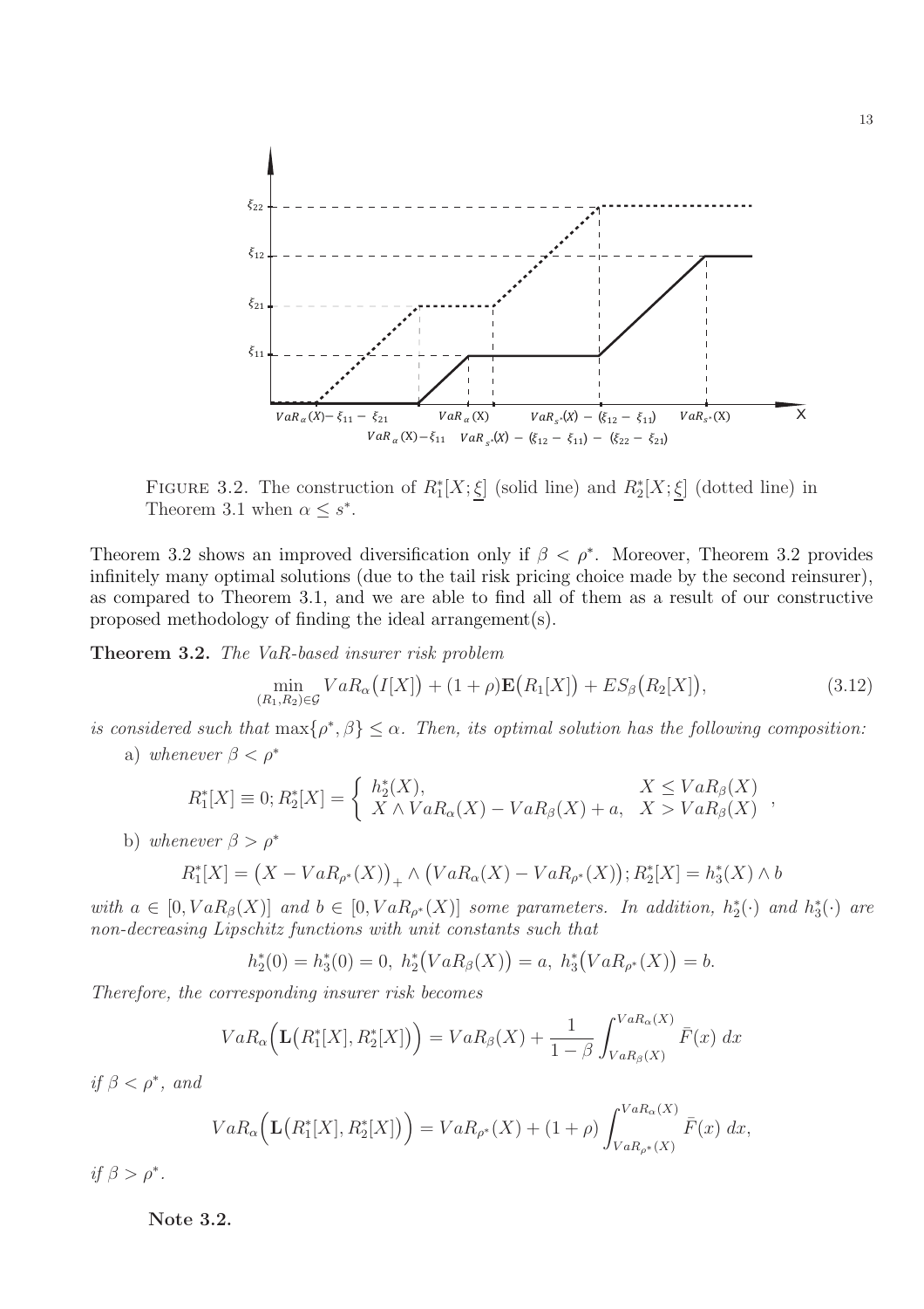FIGURE 3.2. The construction of $R_1^*[X;\underline{\xi}]$ (solid line) and $R_2^*[X;\underline{\xi}]$ (dotted line) in Theorem 3.1 when $\alpha \le s^*$.

Theorem 3.2 shows an improved diversification only if $\beta < \rho^*$. Moreover, Theorem 3.2 provides infinitely many optimal solutions (due to the tail risk pricing choice made by the second reinsurer), as compared to Theorem 3.1, and we are able to find all of them as a result of our constructive proposed methodology of finding the ideal arrangement(s).

**Theorem 3.2.** *The VaR-based insurer risk problem*

$$\min_{(R_1,R_2)\in\mathcal{G}} VaR_\alpha\big(I[X]\big) + (1+\rho)\mathbf{E}\big(R_1[X]\big) + ES_\beta\big(R_2[X]\big), \tag{3.12}$$

*is considered such that* $\max\{\rho^*, \beta\} \le \alpha$. *Then, its optimal solution has the following composition:*

a) *whenever* $\beta < \rho^*$

$$R_1^*[X] \equiv 0;\, R_2^*[X] = \begin{cases} h_2^*(X), & X \le VaR_\beta(X) \\ X \wedge VaR_\alpha(X) - VaR_\beta(X) + a, & X > VaR_\beta(X) \end{cases},$$

b) *whenever* $\beta > \rho^*$

$$R_1^*[X] = \big(X - VaR_{\rho^*}(X)\big)_+ \wedge \big(VaR_\alpha(X) - VaR_{\rho^*}(X)\big);\, R_2^*[X] = h_3^*(X) \wedge b$$

*with* $a \in [0, VaR_\beta(X)]$ *and* $b \in [0, VaR_{\rho^*}(X)]$ *some parameters. In addition,* $h_2^*(\cdot)$ *and* $h_3^*(\cdot)$ *are non-decreasing Lipschitz functions with unit constants such that*

$$h_2^*(0) = h_3^*(0) = 0,\ h_2^*\big(VaR_\beta(X)\big) = a,\ h_3^*\big(VaR_{\rho^*}(X)\big) = b.$$

*Therefore, the corresponding insurer risk becomes*

$$VaR_\alpha\Big(\mathbf{L}\big(R_1^*[X], R_2^*[X]\big)\Big) = VaR_\beta(X) + \frac{1}{1-\beta}\int_{VaR_\beta(X)}^{VaR_\alpha(X)} \bar{F}(x)\, dx$$

*if* $\beta < \rho^*$, *and*

$$VaR_\alpha\Big(\mathbf{L}\big(R_1^*[X], R_2^*[X]\big)\Big) = VaR_{\rho^*}(X) + (1+\rho)\int_{VaR_{\rho^*}(X)}^{VaR_\alpha(X)} \bar{F}(x)\, dx,$$

*if* $\beta > \rho^*$.

**Note 3.2.**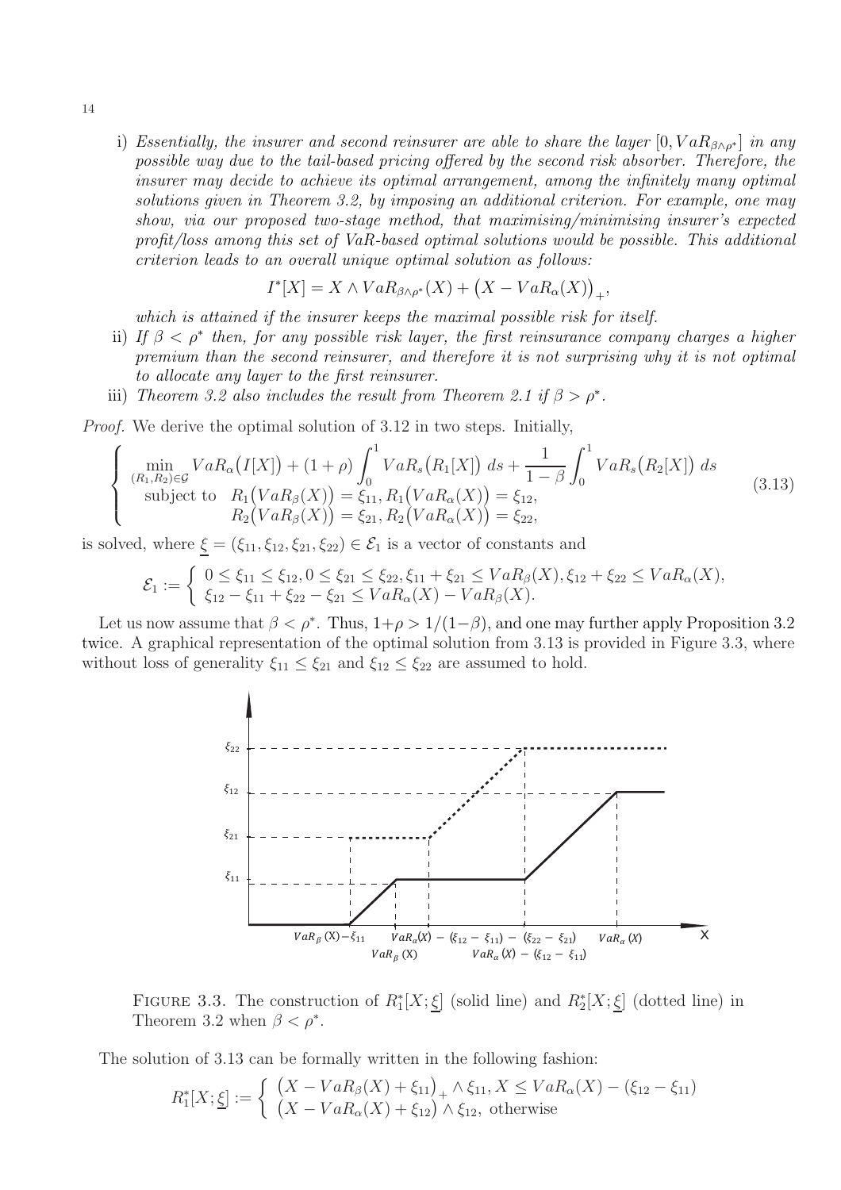i) *Essentially, the insurer and second reinsurer are able to share the layer $[0, VaR_{\beta \wedge \rho^*}]$ in any possible way due to the tail-based pricing offered by the second risk absorber. Therefore, the insurer may decide to achieve its optimal arrangement, among the infinitely many optimal solutions given in Theorem 3.2, by imposing an additional criterion. For example, one may show, via our proposed two-stage method, that maximising/minimising insurer's expected profit/loss among this set of VaR-based optimal solutions would be possible. This additional criterion leads to an overall unique optimal solution as follows:*

$$I^*[X] = X \wedge VaR_{\beta \wedge \rho^*}(X) + \big(X - VaR_\alpha(X)\big)_+,$$

*which is attained if the insurer keeps the maximal possible risk for itself.*

ii) *If $\beta < \rho^*$ then, for any possible risk layer, the first reinsurance company charges a higher premium than the second reinsurer, and therefore it is not surprising why it is not optimal to allocate any layer to the first reinsurer.*

iii) *Theorem 3.2 also includes the result from Theorem 2.1 if $\beta > \rho^*$.*

*Proof.* We derive the optimal solution of 3.12 in two steps. Initially,

$$\left\{ \begin{array}{l} \displaystyle\min_{(R_1,R_2)\in\mathcal{G}} VaR_\alpha\big(I[X]\big) + (1+\rho)\int_0^1 VaR_s\big(R_1[X]\big)\,ds + \frac{1}{1-\beta}\int_0^1 VaR_s\big(R_2[X]\big)\,ds \\ \quad \text{subject to} \quad R_1\big(VaR_\beta(X)\big) = \xi_{11}, R_1\big(VaR_\alpha(X)\big) = \xi_{12}, \\ \quad\quad\quad\quad\quad\quad\; R_2\big(VaR_\beta(X)\big) = \xi_{21}, R_2\big(VaR_\alpha(X)\big) = \xi_{22}, \end{array} \right. \tag{3.13}$$

is solved, where $\underline{\xi} = (\xi_{11}, \xi_{12}, \xi_{21}, \xi_{22}) \in \mathcal{E}_1$ is a vector of constants and

$$\mathcal{E}_1 := \left\{ \begin{array}{l} 0 \le \xi_{11} \le \xi_{12}, 0 \le \xi_{21} \le \xi_{22}, \xi_{11} + \xi_{21} \le VaR_\beta(X), \xi_{12} + \xi_{22} \le VaR_\alpha(X), \\ \xi_{12} - \xi_{11} + \xi_{22} - \xi_{21} \le VaR_\alpha(X) - VaR_\beta(X). \end{array} \right.$$

Let us now assume that $\beta < \rho^*$. Thus, $1+\rho > 1/(1-\beta)$, and one may further apply Proposition 3.2 twice. A graphical representation of the optimal solution from 3.13 is provided in Figure 3.3, where without loss of generality $\xi_{11} \le \xi_{21}$ and $\xi_{12} \le \xi_{22}$ are assumed to hold.

FIGURE 3.3. The construction of $R_1^*[X;\underline{\xi}]$ (solid line) and $R_2^*[X;\underline{\xi}]$ (dotted line) in Theorem 3.2 when $\beta < \rho^*$.

The solution of 3.13 can be formally written in the following fashion:

$$R_1^*[X;\underline{\xi}] := \left\{ \begin{array}{l} \big(X - VaR_\beta(X) + \xi_{11}\big)_+ \wedge \xi_{11}, X \le VaR_\alpha(X) - (\xi_{12} - \xi_{11}) \\ \big(X - VaR_\alpha(X) + \xi_{12}\big) \wedge \xi_{12}, \text{ otherwise} \end{array} \right.$$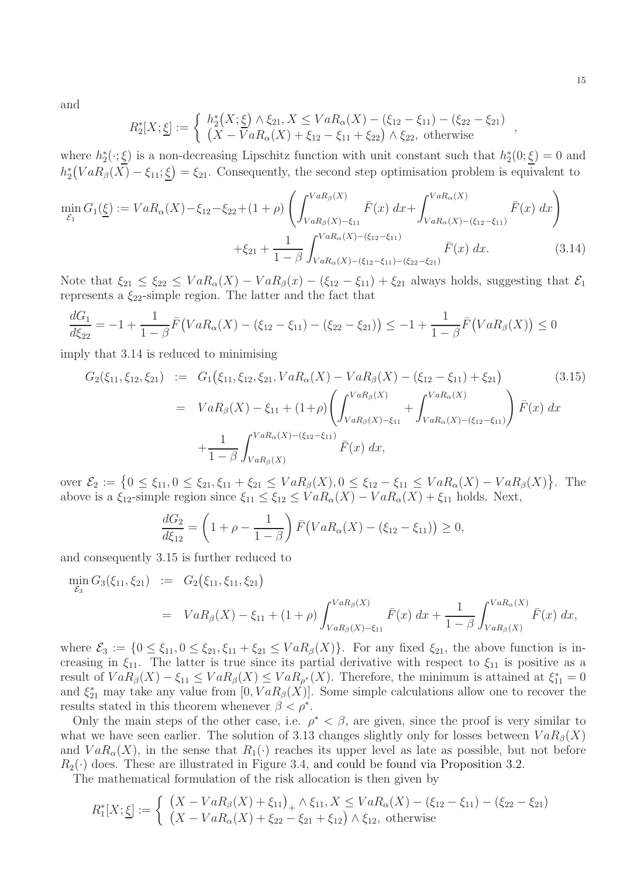and

$$
R_2^*[X;\underline{\xi}] := \begin{cases} h_2^*\big(X;\underline{\xi}\big) \wedge \xi_{21}, X \leq VaR_\alpha(X) - (\xi_{12}-\xi_{11}) - (\xi_{22}-\xi_{21}) \\ \big(X - VaR_\alpha(X) + \xi_{12} - \xi_{11} + \xi_{22}\big) \wedge \xi_{22}, \text{ otherwise} \end{cases},
$$

where $h_2^*(\cdot;\underline{\xi})$ is a non-decreasing Lipschitz function with unit constant such that $h_2^*(0;\underline{\xi}) = 0$ and $h_2^*\big(VaR_\beta(X) - \xi_{11};\underline{\xi}\big) = \xi_{21}$. Consequently, the second step optimisation problem is equivalent to

$$
\begin{aligned}
\min_{\mathcal{E}_1} G_1(\underline{\xi}) := VaR_\alpha(X) - \xi_{12} - \xi_{22} + (1+\rho)\left(\int_{VaR_\beta(X)-\xi_{11}}^{VaR_\beta(X)} \bar{F}(x)\,dx + \int_{VaR_\alpha(X)-(\xi_{12}-\xi_{11})}^{VaR_\alpha(X)} \bar{F}(x)\,dx\right) \\
+\xi_{21} + \frac{1}{1-\beta}\int_{VaR_\alpha(X)-(\xi_{12}-\xi_{11})-(\xi_{22}-\xi_{21})}^{VaR_\alpha(X)-(\xi_{12}-\xi_{11})} \bar{F}(x)\,dx. \qquad (3.14)
\end{aligned}
$$

Note that $\xi_{21} \leq \xi_{22} \leq VaR_\alpha(X) - VaR_\beta(x) - (\xi_{12}-\xi_{11}) + \xi_{21}$ always holds, suggesting that $\mathcal{E}_1$ represents a $\xi_{22}$-simple region. The latter and the fact that

$$
\frac{dG_1}{d\xi_{22}} = -1 + \frac{1}{1-\beta}\bar{F}\big(VaR_\alpha(X) - (\xi_{12}-\xi_{11}) - (\xi_{22}-\xi_{21})\big) \leq -1 + \frac{1}{1-\beta}\bar{F}\big(VaR_\beta(X)\big) \leq 0
$$

imply that 3.14 is reduced to minimising

$$
\begin{aligned}
G_2(\xi_{11},\xi_{12},\xi_{21}) &:= G_1\big(\xi_{11},\xi_{12},\xi_{21}, VaR_\alpha(X) - VaR_\beta(X) - (\xi_{12}-\xi_{11}) + \xi_{21}\big) \qquad (3.15)\\
&= VaR_\beta(X) - \xi_{11} + (1+\rho)\left(\int_{VaR_\beta(X)-\xi_{11}}^{VaR_\beta(X)} + \int_{VaR_\alpha(X)-(\xi_{12}-\xi_{11})}^{VaR_\alpha(X)}\right)\bar{F}(x)\,dx \\
&\quad + \frac{1}{1-\beta}\int_{VaR_\beta(X)}^{VaR_\alpha(X)-(\xi_{12}-\xi_{11})} \bar{F}(x)\,dx,
\end{aligned}
$$

over $\mathcal{E}_2 := \big\{0 \leq \xi_{11}, 0 \leq \xi_{21}, \xi_{11}+\xi_{21} \leq VaR_\beta(X), 0 \leq \xi_{12}-\xi_{11} \leq VaR_\alpha(X) - VaR_\beta(X)\big\}$. The above is a $\xi_{12}$-simple region since $\xi_{11} \leq \xi_{12} \leq VaR_\alpha(X) - VaR_\alpha(X) + \xi_{11}$ holds. Next,

$$
\frac{dG_2}{d\xi_{12}} = \left(1 + \rho - \frac{1}{1-\beta}\right)\bar{F}\big(VaR_\alpha(X) - (\xi_{12}-\xi_{11})\big) \geq 0,
$$

and consequently 3.15 is further reduced to

$$
\begin{aligned}
\min_{\mathcal{E}_3} G_3(\xi_{11},\xi_{21}) &:= G_2\big(\xi_{11},\xi_{11},\xi_{21}\big) \\
&= VaR_\beta(X) - \xi_{11} + (1+\rho)\int_{VaR_\beta(X)-\xi_{11}}^{VaR_\beta(X)} \bar{F}(x)\,dx + \frac{1}{1-\beta}\int_{VaR_\beta(X)}^{VaR_\alpha(X)} \bar{F}(x)\,dx,
\end{aligned}
$$

where $\mathcal{E}_3 := \{0 \leq \xi_{11}, 0 \leq \xi_{21}, \xi_{11}+\xi_{21} \leq VaR_\beta(X)\}$. For any fixed $\xi_{21}$, the above function is increasing in $\xi_{11}$. The latter is true since its partial derivative with respect to $\xi_{11}$ is positive as a result of $VaR_\beta(X) - \xi_{11} \leq VaR_\beta(X) \leq VaR_{\rho^*}(X)$. Therefore, the minimum is attained at $\xi_{11}^* = 0$ and $\xi_{21}^*$ may take any value from $[0, VaR_\beta(X)]$. Some simple calculations allow one to recover the results stated in this theorem whenever $\beta < \rho^*$.

Only the main steps of the other case, i.e. $\rho^* < \beta$, are given, since the proof is very similar to what we have seen earlier. The solution of 3.13 changes slightly only for losses between $VaR_\beta(X)$ and $VaR_\alpha(X)$, in the sense that $R_1(\cdot)$ reaches its upper level as late as possible, but not before $R_2(\cdot)$ does. These are illustrated in Figure 3.4, and could be found via Proposition 3.2.

The mathematical formulation of the risk allocation is then given by

$$
R_1^*[X;\underline{\xi}] := \begin{cases} \big(X - VaR_\beta(X) + \xi_{11}\big)_+ \wedge \xi_{11}, X \leq VaR_\alpha(X) - (\xi_{12}-\xi_{11}) - (\xi_{22}-\xi_{21}) \\ \big(X - VaR_\alpha(X) + \xi_{22} - \xi_{21} + \xi_{12}\big) \wedge \xi_{12}, \text{ otherwise} \end{cases}
$$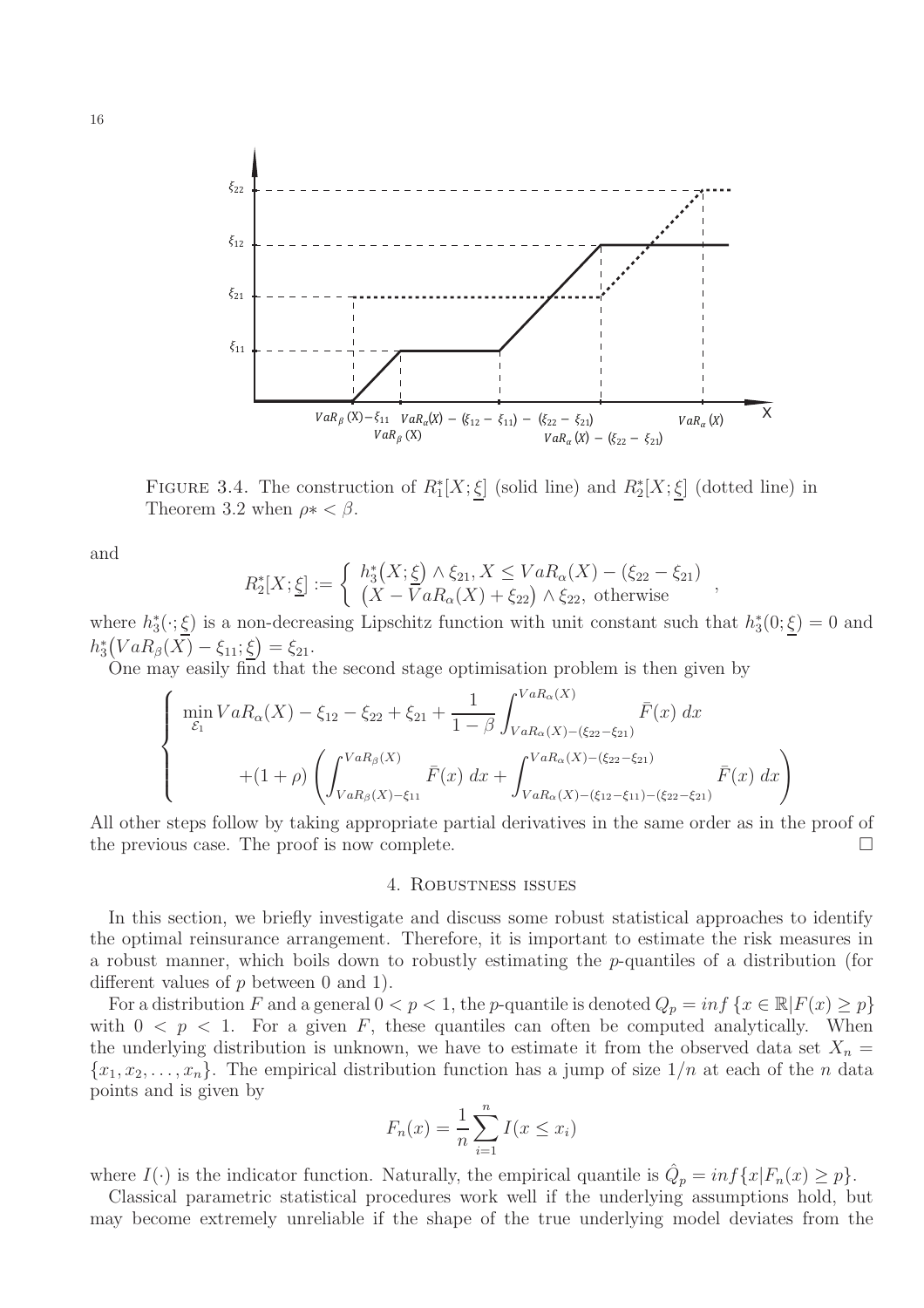FIGURE 3.4. The construction of $R_1^*[X;\underline{\xi}]$ (solid line) and $R_2^*[X;\underline{\xi}]$ (dotted line) in Theorem 3.2 when $\rho* < \beta$.

and

$$R_2^*[X;\underline{\xi}] := \begin{cases} h_3^*\big(X;\underline{\xi}\big) \wedge \xi_{21}, X \leq VaR_\alpha(X) - (\xi_{22} - \xi_{21}) \\ \big(X - VaR_\alpha(X) + \xi_{22}\big) \wedge \xi_{22}, \text{ otherwise} \end{cases},$$

where $h_3^*(\cdot;\underline{\xi})$ is a non-decreasing Lipschitz function with unit constant such that $h_3^*(0;\underline{\xi}) = 0$ and $h_3^*\big(VaR_\beta(X) - \xi_{11};\underline{\xi}\big) = \xi_{21}$.

One may easily find that the second stage optimisation problem is then given by

$$\begin{cases} \displaystyle\min_{\mathcal{E}_1} VaR_\alpha(X) - \xi_{12} - \xi_{22} + \xi_{21} + \frac{1}{1-\beta}\int_{VaR_\alpha(X)-(\xi_{22}-\xi_{21})}^{VaR_\alpha(X)} \bar{F}(x)\, dx \\ \displaystyle\qquad +(1+\rho)\left(\int_{VaR_\beta(X)-\xi_{11}}^{VaR_\beta(X)} \bar{F}(x)\, dx + \int_{VaR_\alpha(X)-(\xi_{12}-\xi_{11})-(\xi_{22}-\xi_{21})}^{VaR_\alpha(X)-(\xi_{22}-\xi_{21})} \bar{F}(x)\, dx\right) \end{cases}$$

All other steps follow by taking appropriate partial derivatives in the same order as in the proof of the previous case. The proof is now complete. □

## 4. Robustness issues

In this section, we briefly investigate and discuss some robust statistical approaches to identify the optimal reinsurance arrangement. Therefore, it is important to estimate the risk measures in a robust manner, which boils down to robustly estimating the $p$-quantiles of a distribution (for different values of $p$ between 0 and 1).

For a distribution $F$ and a general $0 < p < 1$, the $p$-quantile is denoted $Q_p = inf\,\{x \in \mathbb{R} | F(x) \geq p\}$ with $0 < p < 1$. For a given $F$, these quantiles can often be computed analytically. When the underlying distribution is unknown, we have to estimate it from the observed data set $X_n = \{x_1, x_2, \ldots, x_n\}$. The empirical distribution function has a jump of size $1/n$ at each of the $n$ data points and is given by

$$F_n(x) = \frac{1}{n}\sum_{i=1}^{n} I(x \leq x_i)$$

where $I(\cdot)$ is the indicator function. Naturally, the empirical quantile is $\hat{Q}_p = inf\{x | F_n(x) \geq p\}$.

Classical parametric statistical procedures work well if the underlying assumptions hold, but may become extremely unreliable if the shape of the true underlying model deviates from the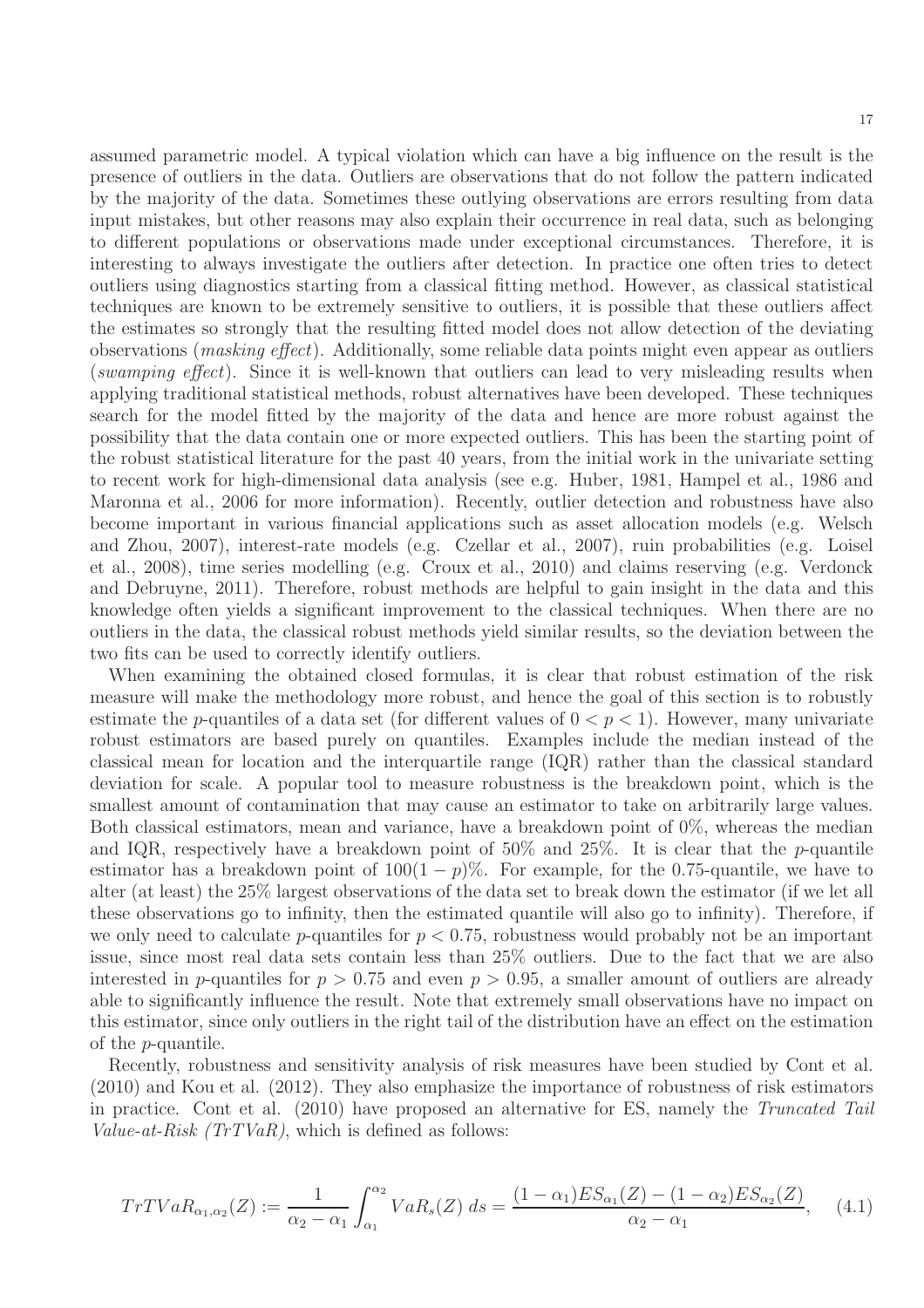assumed parametric model. A typical violation which can have a big influence on the result is the presence of outliers in the data. Outliers are observations that do not follow the pattern indicated by the majority of the data. Sometimes these outlying observations are errors resulting from data input mistakes, but other reasons may also explain their occurrence in real data, such as belonging to different populations or observations made under exceptional circumstances. Therefore, it is interesting to always investigate the outliers after detection. In practice one often tries to detect outliers using diagnostics starting from a classical fitting method. However, as classical statistical techniques are known to be extremely sensitive to outliers, it is possible that these outliers affect the estimates so strongly that the resulting fitted model does not allow detection of the deviating observations (*masking effect*). Additionally, some reliable data points might even appear as outliers (*swamping effect*). Since it is well-known that outliers can lead to very misleading results when applying traditional statistical methods, robust alternatives have been developed. These techniques search for the model fitted by the majority of the data and hence are more robust against the possibility that the data contain one or more expected outliers. This has been the starting point of the robust statistical literature for the past 40 years, from the initial work in the univariate setting to recent work for high-dimensional data analysis (see e.g. Huber, 1981, Hampel et al., 1986 and Maronna et al., 2006 for more information). Recently, outlier detection and robustness have also become important in various financial applications such as asset allocation models (e.g. Welsch and Zhou, 2007), interest-rate models (e.g. Czellar et al., 2007), ruin probabilities (e.g. Loisel et al., 2008), time series modelling (e.g. Croux et al., 2010) and claims reserving (e.g. Verdonck and Debruyne, 2011). Therefore, robust methods are helpful to gain insight in the data and this knowledge often yields a significant improvement to the classical techniques. When there are no outliers in the data, the classical robust methods yield similar results, so the deviation between the two fits can be used to correctly identify outliers.

When examining the obtained closed formulas, it is clear that robust estimation of the risk measure will make the methodology more robust, and hence the goal of this section is to robustly estimate the $p$-quantiles of a data set (for different values of $0 < p < 1$). However, many univariate robust estimators are based purely on quantiles. Examples include the median instead of the classical mean for location and the interquartile range (IQR) rather than the classical standard deviation for scale. A popular tool to measure robustness is the breakdown point, which is the smallest amount of contamination that may cause an estimator to take on arbitrarily large values. Both classical estimators, mean and variance, have a breakdown point of 0%, whereas the median and IQR, respectively have a breakdown point of 50% and 25%. It is clear that the $p$-quantile estimator has a breakdown point of $100(1-p)\%$. For example, for the 0.75-quantile, we have to alter (at least) the 25% largest observations of the data set to break down the estimator (if we let all these observations go to infinity, then the estimated quantile will also go to infinity). Therefore, if we only need to calculate $p$-quantiles for $p < 0.75$, robustness would probably not be an important issue, since most real data sets contain less than 25% outliers. Due to the fact that we are also interested in $p$-quantiles for $p > 0.75$ and even $p > 0.95$, a smaller amount of outliers are already able to significantly influence the result. Note that extremely small observations have no impact on this estimator, since only outliers in the right tail of the distribution have an effect on the estimation of the $p$-quantile.

Recently, robustness and sensitivity analysis of risk measures have been studied by Cont et al. (2010) and Kou et al. (2012). They also emphasize the importance of robustness of risk estimators in practice. Cont et al. (2010) have proposed an alternative for ES, namely the *Truncated Tail Value-at-Risk (TrTVaR)*, which is defined as follows:

$$TrTVaR_{\alpha_1,\alpha_2}(Z) := \frac{1}{\alpha_2 - \alpha_1}\int_{\alpha_1}^{\alpha_2} VaR_s(Z)\, ds = \frac{(1-\alpha_1)ES_{\alpha_1}(Z) - (1-\alpha_2)ES_{\alpha_2}(Z)}{\alpha_2 - \alpha_1}, \quad (4.1)$$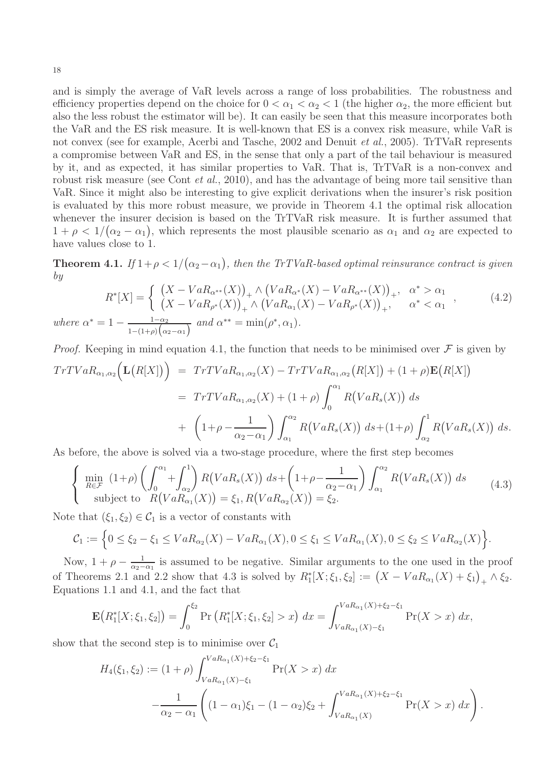and is simply the average of VaR levels across a range of loss probabilities. The robustness and efficiency properties depend on the choice for $0 < \alpha_1 < \alpha_2 < 1$ (the higher $\alpha_2$, the more efficient but also the less robust the estimator will be). It can easily be seen that this measure incorporates both the VaR and the ES risk measure. It is well-known that ES is a convex risk measure, while VaR is not convex (see for example, Acerbi and Tasche, 2002 and Denuit *et al.*, 2005). TrTVaR represents a compromise between VaR and ES, in the sense that only a part of the tail behaviour is measured by it, and as expected, it has similar properties to VaR. That is, TrTVaR is a non-convex and robust risk measure (see Cont *et al.*, 2010), and has the advantage of being more tail sensitive than VaR. Since it might also be interesting to give explicit derivations when the insurer's risk position is evaluated by this more robust measure, we provide in Theorem 4.1 the optimal risk allocation whenever the insurer decision is based on the TrTVaR risk measure. It is further assumed that $1+\rho < 1/\big(\alpha_2-\alpha_1\big)$, which represents the most plausible scenario as $\alpha_1$ and $\alpha_2$ are expected to have values close to 1.

**Theorem 4.1.** *If $1+\rho < 1/\big(\alpha_2-\alpha_1\big)$, then the TrTVaR-based optimal reinsurance contract is given by*

$$R^*[X] = \begin{cases} \big(X - VaR_{\alpha^{**}}(X)\big)_+ \wedge \big(VaR_{\alpha^*}(X) - VaR_{\alpha^{**}}(X)\big)_+, & \alpha^* > \alpha_1 \\ \big(X - VaR_{\rho^*}(X)\big)_+ \wedge \big(VaR_{\alpha_1}(X) - VaR_{\rho^*}(X)\big)_+, & \alpha^* < \alpha_1 \end{cases}, \tag{4.2}$$

*where $\alpha^* = 1 - \frac{1-\alpha_2}{1-(1+\rho)\big(\alpha_2-\alpha_1\big)}$ and $\alpha^{**} = \min(\rho^*, \alpha_1)$.*

*Proof.* Keeping in mind equation 4.1, the function that needs to be minimised over $\mathcal{F}$ is given by

$$\begin{aligned} TrTVaR_{\alpha_1,\alpha_2}\Big(\mathbf{L}\big(R[X]\big)\Big) &= TrTVaR_{\alpha_1,\alpha_2}(X) - TrTVaR_{\alpha_1,\alpha_2}\big(R[X]\big) + (1+\rho)\mathbf{E}\big(R[X]\big) \\ &= TrTVaR_{\alpha_1,\alpha_2}(X) + (1+\rho)\int_0^{\alpha_1} R\big(VaR_s(X)\big)\, ds \\ &+ \left(1+\rho-\frac{1}{\alpha_2-\alpha_1}\right)\int_{\alpha_1}^{\alpha_2} R\big(VaR_s(X)\big)\, ds + (1+\rho)\int_{\alpha_2}^{1} R\big(VaR_s(X)\big)\, ds. \end{aligned}$$

As before, the above is solved via a two-stage procedure, where the first step becomes

$$\begin{cases} \min\limits_{R\in\mathcal{F}} \ (1+\rho)\left(\displaystyle\int_0^{\alpha_1} + \int_{\alpha_2}^{1}\right) R\big(VaR_s(X)\big)\, ds + \left(1+\rho-\dfrac{1}{\alpha_2-\alpha_1}\right)\displaystyle\int_{\alpha_1}^{\alpha_2} R\big(VaR_s(X)\big)\, ds \\ \text{subject to} \ \ R\big(VaR_{\alpha_1}(X)\big) = \xi_1, R\big(VaR_{\alpha_2}(X)\big) = \xi_2. \end{cases} \tag{4.3}$$

Note that $(\xi_1, \xi_2) \in \mathcal{C}_1$ is a vector of constants with

$$\mathcal{C}_1 := \Big\{0 \le \xi_2 - \xi_1 \le VaR_{\alpha_2}(X) - VaR_{\alpha_1}(X), 0 \le \xi_1 \le VaR_{\alpha_1}(X), 0 \le \xi_2 \le VaR_{\alpha_2}(X)\Big\}.$$

Now, $1+\rho-\frac{1}{\alpha_2-\alpha_1}$ is assumed to be negative. Similar arguments to the one used in the proof of Theorems 2.1 and 2.2 show that 4.3 is solved by $R_1^*[X;\xi_1,\xi_2] := \big(X - VaR_{\alpha_1}(X) + \xi_1\big)_+ \wedge \xi_2$. Equations 1.1 and 4.1, and the fact that

$$\mathbf{E}\big(R_1^*[X;\xi_1,\xi_2]\big) = \int_0^{\xi_2} \Pr\left(R_1^*[X;\xi_1,\xi_2] > x\right)\, dx = \int_{VaR_{\alpha_1}(X)-\xi_1}^{VaR_{\alpha_1}(X)+\xi_2-\xi_1} \Pr(X > x)\, dx,$$

show that the second step is to minimise over $\mathcal{C}_1$

$$\begin{aligned} H_4(\xi_1,\xi_2) &:= (1+\rho)\int_{VaR_{\alpha_1}(X)-\xi_1}^{VaR_{\alpha_1}(X)+\xi_2-\xi_1} \Pr(X > x)\, dx \\ &\quad -\frac{1}{\alpha_2-\alpha_1}\left((1-\alpha_1)\xi_1 - (1-\alpha_2)\xi_2 + \int_{VaR_{\alpha_1}(X)}^{VaR_{\alpha_1}(X)+\xi_2-\xi_1} \Pr(X > x)\, dx\right). \end{aligned}$$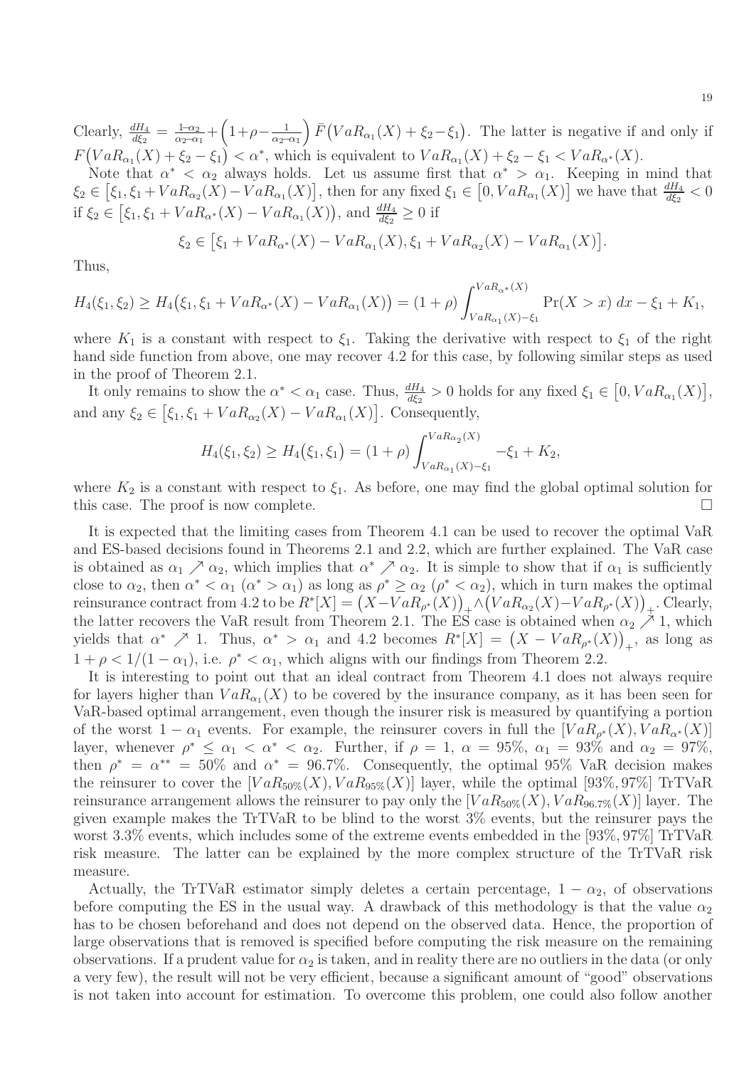Clearly, $\frac{dH_4}{d\xi_2} = \frac{1-\alpha_2}{\alpha_2-\alpha_1} + \Big(1+\rho-\frac{1}{\alpha_2-\alpha_1}\Big)\,\bar{F}\big(VaR_{\alpha_1}(X)+\xi_2-\xi_1\big)$. The latter is negative if and only if $F\big(VaR_{\alpha_1}(X)+\xi_2-\xi_1\big) < \alpha^*$, which is equivalent to $VaR_{\alpha_1}(X)+\xi_2-\xi_1 < VaR_{\alpha^*}(X)$.

Note that $\alpha^* < \alpha_2$ always holds. Let us assume first that $\alpha^* > \alpha_1$. Keeping in mind that $\xi_2 \in \big[\xi_1, \xi_1 + VaR_{\alpha_2}(X) - VaR_{\alpha_1}(X)\big]$, then for any fixed $\xi_1 \in \big[0, VaR_{\alpha_1}(X)\big]$ we have that $\frac{dH_4}{d\xi_2} < 0$ if $\xi_2 \in \big[\xi_1, \xi_1 + VaR_{\alpha^*}(X) - VaR_{\alpha_1}(X)\big)$, and $\frac{dH_4}{d\xi_2} \geq 0$ if

$$\xi_2 \in \big[\xi_1 + VaR_{\alpha^*}(X) - VaR_{\alpha_1}(X), \xi_1 + VaR_{\alpha_2}(X) - VaR_{\alpha_1}(X)\big].$$

Thus,

$$H_4(\xi_1,\xi_2) \geq H_4\big(\xi_1, \xi_1 + VaR_{\alpha^*}(X) - VaR_{\alpha_1}(X)\big) = (1+\rho)\int_{VaR_{\alpha_1}(X)-\xi_1}^{VaR_{\alpha^*}(X)} \Pr(X>x)\,dx - \xi_1 + K_1,$$

where $K_1$ is a constant with respect to $\xi_1$. Taking the derivative with respect to $\xi_1$ of the right hand side function from above, one may recover 4.2 for this case, by following similar steps as used in the proof of Theorem 2.1.

It only remains to show the $\alpha^* < \alpha_1$ case. Thus, $\frac{dH_4}{d\xi_2} > 0$ holds for any fixed $\xi_1 \in \big[0, VaR_{\alpha_1}(X)\big]$, and any $\xi_2 \in \big[\xi_1, \xi_1 + VaR_{\alpha_2}(X) - VaR_{\alpha_1}(X)\big]$. Consequently,

$$H_4(\xi_1,\xi_2) \geq H_4\big(\xi_1,\xi_1\big) = (1+\rho)\int_{VaR_{\alpha_1}(X)-\xi_1}^{VaR_{\alpha_2}(X)} -\xi_1 + K_2,$$

where $K_2$ is a constant with respect to $\xi_1$. As before, one may find the global optimal solution for this case. The proof is now complete. $\square$

It is expected that the limiting cases from Theorem 4.1 can be used to recover the optimal VaR and ES-based decisions found in Theorems 2.1 and 2.2, which are further explained. The VaR case is obtained as $\alpha_1 \nearrow \alpha_2$, which implies that $\alpha^* \nearrow \alpha_2$. It is simple to show that if $\alpha_1$ is sufficiently close to $\alpha_2$, then $\alpha^* < \alpha_1$ ($\alpha^* > \alpha_1$) as long as $\rho^* \geq \alpha_2$ ($\rho^* < \alpha_2$), which in turn makes the optimal reinsurance contract from 4.2 to be $R^*[X] = \big(X - VaR_{\rho^*}(X)\big)_+ \wedge \big(VaR_{\alpha_2}(X) - VaR_{\rho^*}(X)\big)_+$. Clearly, the latter recovers the VaR result from Theorem 2.1. The ES case is obtained when $\alpha_2 \nearrow 1$, which yields that $\alpha^* \nearrow 1$. Thus, $\alpha^* > \alpha_1$ and 4.2 becomes $R^*[X] = \big(X - VaR_{\rho^*}(X)\big)_+$, as long as $1+\rho < 1/(1-\alpha_1)$, i.e. $\rho^* < \alpha_1$, which aligns with our findings from Theorem 2.2.

It is interesting to point out that an ideal contract from Theorem 4.1 does not always require for layers higher than $VaR_{\alpha_1}(X)$ to be covered by the insurance company, as it has been seen for VaR-based optimal arrangement, even though the insurer risk is measured by quantifying a portion of the worst $1-\alpha_1$ events. For example, the reinsurer covers in full the $[VaR_{\rho^*}(X), VaR_{\alpha^*}(X)]$ layer, whenever $\rho^* \leq \alpha_1 < \alpha^* < \alpha_2$. Further, if $\rho = 1$, $\alpha = 95\%$, $\alpha_1 = 93\%$ and $\alpha_2 = 97\%$, then $\rho^* = \alpha^{**} = 50\%$ and $\alpha^* = 96.7\%$. Consequently, the optimal 95% VaR decision makes the reinsurer to cover the $[VaR_{50\%}(X), VaR_{95\%}(X)]$ layer, while the optimal $[93\%, 97\%]$ TrTVaR reinsurance arrangement allows the reinsurer to pay only the $[VaR_{50\%}(X), VaR_{96.7\%}(X)]$ layer. The given example makes the TrTVaR to be blind to the worst 3% events, but the reinsurer pays the worst 3.3% events, which includes some of the extreme events embedded in the $[93\%, 97\%]$ TrTVaR risk measure. The latter can be explained by the more complex structure of the TrTVaR risk measure.

Actually, the TrTVaR estimator simply deletes a certain percentage, $1-\alpha_2$, of observations before computing the ES in the usual way. A drawback of this methodology is that the value $\alpha_2$ has to be chosen beforehand and does not depend on the observed data. Hence, the proportion of large observations that is removed is specified before computing the risk measure on the remaining observations. If a prudent value for $\alpha_2$ is taken, and in reality there are no outliers in the data (or only a very few), the result will not be very efficient, because a significant amount of "good" observations is not taken into account for estimation. To overcome this problem, one could also follow another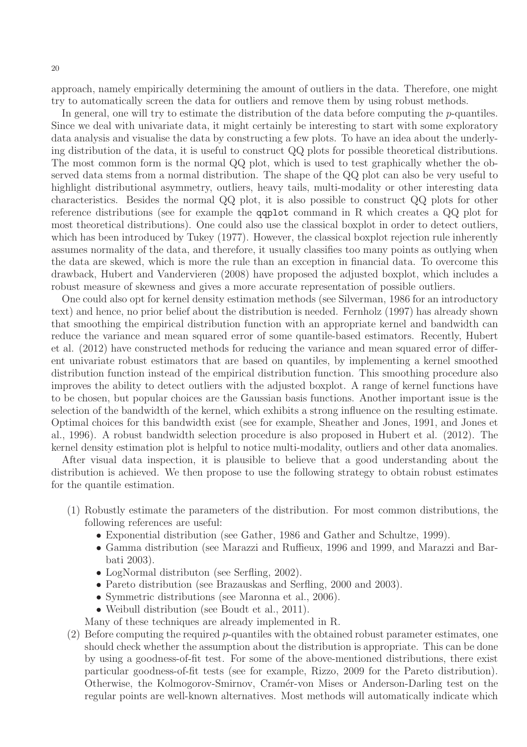approach, namely empirically determining the amount of outliers in the data. Therefore, one might try to automatically screen the data for outliers and remove them by using robust methods.

In general, one will try to estimate the distribution of the data before computing the $p$-quantiles. Since we deal with univariate data, it might certainly be interesting to start with some exploratory data analysis and visualise the data by constructing a few plots. To have an idea about the underlying distribution of the data, it is useful to construct QQ plots for possible theoretical distributions. The most common form is the normal QQ plot, which is used to test graphically whether the observed data stems from a normal distribution. The shape of the QQ plot can also be very useful to highlight distributional asymmetry, outliers, heavy tails, multi-modality or other interesting data characteristics. Besides the normal QQ plot, it is also possible to construct QQ plots for other reference distributions (see for example the `qqplot` command in R which creates a QQ plot for most theoretical distributions). One could also use the classical boxplot in order to detect outliers, which has been introduced by Tukey (1977). However, the classical boxplot rejection rule inherently assumes normality of the data, and therefore, it usually classifies too many points as outlying when the data are skewed, which is more the rule than an exception in financial data. To overcome this drawback, Hubert and Vandervieren (2008) have proposed the adjusted boxplot, which includes a robust measure of skewness and gives a more accurate representation of possible outliers.

One could also opt for kernel density estimation methods (see Silverman, 1986 for an introductory text) and hence, no prior belief about the distribution is needed. Fernholz (1997) has already shown that smoothing the empirical distribution function with an appropriate kernel and bandwidth can reduce the variance and mean squared error of some quantile-based estimators. Recently, Hubert et al. (2012) have constructed methods for reducing the variance and mean squared error of different univariate robust estimators that are based on quantiles, by implementing a kernel smoothed distribution function instead of the empirical distribution function. This smoothing procedure also improves the ability to detect outliers with the adjusted boxplot. A range of kernel functions have to be chosen, but popular choices are the Gaussian basis functions. Another important issue is the selection of the bandwidth of the kernel, which exhibits a strong influence on the resulting estimate. Optimal choices for this bandwidth exist (see for example, Sheather and Jones, 1991, and Jones et al., 1996). A robust bandwidth selection procedure is also proposed in Hubert et al. (2012). The kernel density estimation plot is helpful to notice multi-modality, outliers and other data anomalies.

After visual data inspection, it is plausible to believe that a good understanding about the distribution is achieved. We then propose to use the following strategy to obtain robust estimates for the quantile estimation.

(1) Robustly estimate the parameters of the distribution. For most common distributions, the following references are useful:
   - Exponential distribution (see Gather, 1986 and Gather and Schultze, 1999).
   - Gamma distribution (see Marazzi and Ruffieux, 1996 and 1999, and Marazzi and Barbati 2003).
   - LogNormal distributon (see Serfling, 2002).
   - Pareto distribution (see Brazauskas and Serfling, 2000 and 2003).
   - Symmetric distributions (see Maronna et al., 2006).
   - Weibull distribution (see Boudt et al., 2011).

   Many of these techniques are already implemented in R.

(2) Before computing the required $p$-quantiles with the obtained robust parameter estimates, one should check whether the assumption about the distribution is appropriate. This can be done by using a goodness-of-fit test. For some of the above-mentioned distributions, there exist particular goodness-of-fit tests (see for example, Rizzo, 2009 for the Pareto distribution). Otherwise, the Kolmogorov-Smirnov, Cramér-von Mises or Anderson-Darling test on the regular points are well-known alternatives. Most methods will automatically indicate which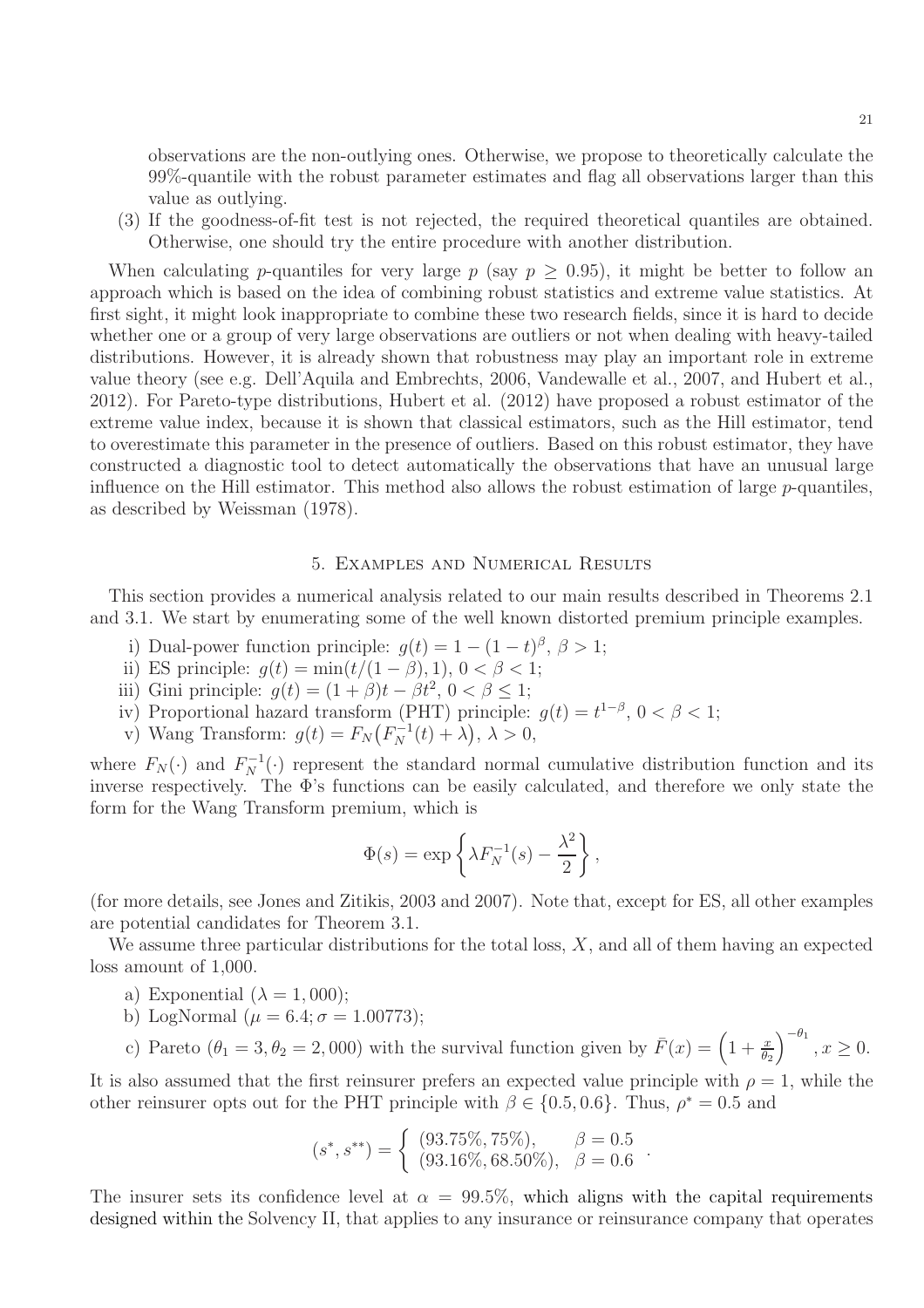observations are the non-outlying ones. Otherwise, we propose to theoretically calculate the 99%-quantile with the robust parameter estimates and flag all observations larger than this value as outlying.

(3) If the goodness-of-fit test is not rejected, the required theoretical quantiles are obtained. Otherwise, one should try the entire procedure with another distribution.

When calculating $p$-quantiles for very large $p$ (say $p \geq 0.95$), it might be better to follow an approach which is based on the idea of combining robust statistics and extreme value statistics. At first sight, it might look inappropriate to combine these two research fields, since it is hard to decide whether one or a group of very large observations are outliers or not when dealing with heavy-tailed distributions. However, it is already shown that robustness may play an important role in extreme value theory (see e.g. Dell'Aquila and Embrechts, 2006, Vandewalle et al., 2007, and Hubert et al., 2012). For Pareto-type distributions, Hubert et al. (2012) have proposed a robust estimator of the extreme value index, because it is shown that classical estimators, such as the Hill estimator, tend to overestimate this parameter in the presence of outliers. Based on this robust estimator, they have constructed a diagnostic tool to detect automatically the observations that have an unusual large influence on the Hill estimator. This method also allows the robust estimation of large $p$-quantiles, as described by Weissman (1978).

## 5. Examples and Numerical Results

This section provides a numerical analysis related to our main results described in Theorems 2.1 and 3.1. We start by enumerating some of the well known distorted premium principle examples.

i) Dual-power function principle: $g(t) = 1 - (1-t)^{\beta}$, $\beta > 1$;
ii) ES principle: $g(t) = \min(t/(1-\beta), 1)$, $0 < \beta < 1$;
iii) Gini principle: $g(t) = (1+\beta)t - \beta t^2$, $0 < \beta \leq 1$;
iv) Proportional hazard transform (PHT) principle: $g(t) = t^{1-\beta}$, $0 < \beta < 1$;
v) Wang Transform: $g(t) = F_N\big(F_N^{-1}(t) + \lambda\big)$, $\lambda > 0$,

where $F_N(\cdot)$ and $F_N^{-1}(\cdot)$ represent the standard normal cumulative distribution function and its inverse respectively. The $\Phi$'s functions can be easily calculated, and therefore we only state the form for the Wang Transform premium, which is

$$\Phi(s) = \exp\left\{\lambda F_N^{-1}(s) - \frac{\lambda^2}{2}\right\},$$

(for more details, see Jones and Zitikis, 2003 and 2007). Note that, except for ES, all other examples are potential candidates for Theorem 3.1.

We assume three particular distributions for the total loss, $X$, and all of them having an expected loss amount of 1,000.

a) Exponential ($\lambda = 1,000$);
b) LogNormal ($\mu = 6.4; \sigma = 1.00773$);
c) Pareto ($\theta_1 = 3, \theta_2 = 2,000$) with the survival function given by $\bar{F}(x) = \left(1 + \frac{x}{\theta_2}\right)^{-\theta_1}, x \geq 0$.

It is also assumed that the first reinsurer prefers an expected value principle with $\rho = 1$, while the other reinsurer opts out for the PHT principle with $\beta \in \{0.5, 0.6\}$. Thus, $\rho^* = 0.5$ and

$$(s^*, s^{**}) = \begin{cases} (93.75\%, 75\%), & \beta = 0.5 \\ (93.16\%, 68.50\%), & \beta = 0.6 \end{cases}.$$

The insurer sets its confidence level at $\alpha = 99.5\%$, which aligns with the capital requirements designed within the Solvency II, that applies to any insurance or reinsurance company that operates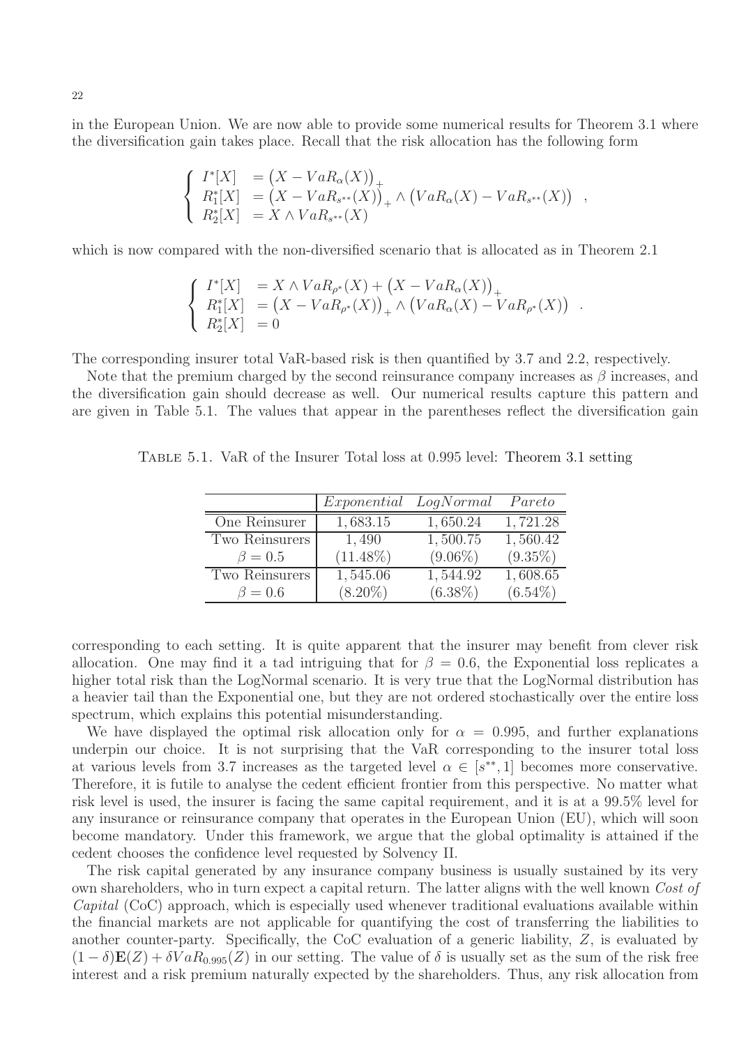in the European Union. We are now able to provide some numerical results for Theorem 3.1 where the diversification gain takes place. Recall that the risk allocation has the following form

$$\begin{cases} I^*[X] &= \big(X - VaR_\alpha(X)\big)_+ \\ R_1^*[X] &= \big(X - VaR_{s^{**}}(X)\big)_+ \wedge \big(VaR_\alpha(X) - VaR_{s^{**}}(X)\big) \\ R_2^*[X] &= X \wedge VaR_{s^{**}}(X) \end{cases},$$

which is now compared with the non-diversified scenario that is allocated as in Theorem 2.1

$$\begin{cases} I^*[X] &= X \wedge VaR_{\rho^*}(X) + \big(X - VaR_\alpha(X)\big)_+ \\ R_1^*[X] &= \big(X - VaR_{\rho^*}(X)\big)_+ \wedge \big(VaR_\alpha(X) - VaR_{\rho^*}(X)\big) \\ R_2^*[X] &= 0 \end{cases}.$$

The corresponding insurer total VaR-based risk is then quantified by 3.7 and 2.2, respectively.

Note that the premium charged by the second reinsurance company increases as $\beta$ increases, and the diversification gain should decrease as well. Our numerical results capture this pattern and are given in Table 5.1. The values that appear in the parentheses reflect the diversification gain corresponding to each setting. It is quite apparent that the insurer may benefit from clever risk allocation. One may find it a tad intriguing that for $\beta = 0.6$, the Exponential loss replicates a higher total risk than the LogNormal scenario. It is very true that the LogNormal distribution has a heavier tail than the Exponential one, but they are not ordered stochastically over the entire loss spectrum, which explains this potential misunderstanding.

Table 5.1. VaR of the Insurer Total loss at 0.995 level: Theorem 3.1 setting

| | *Exponential* | *LogNormal* | *Pareto* |
|---|---|---|---|
| One Reinsurer | 1,683.15 | 1,650.24 | 1,721.28 |
| Two Reinsurers $\beta = 0.5$ | 1,490 (11.48%) | 1,500.75 (9.06%) | 1,560.42 (9.35%) |
| Two Reinsurers $\beta = 0.6$ | 1,545.06 (8.20%) | 1,544.92 (6.38%) | 1,608.65 (6.54%) |

We have displayed the optimal risk allocation only for $\alpha = 0.995$, and further explanations underpin our choice. It is not surprising that the VaR corresponding to the insurer total loss at various levels from 3.7 increases as the targeted level $\alpha \in [s^{**}, 1]$ becomes more conservative. Therefore, it is futile to analyse the cedent efficient frontier from this perspective. No matter what risk level is used, the insurer is facing the same capital requirement, and it is at a 99.5% level for any insurance or reinsurance company that operates in the European Union (EU), which will soon become mandatory. Under this framework, we argue that the global optimality is attained if the cedent chooses the confidence level requested by Solvency II.

The risk capital generated by any insurance company business is usually sustained by its very own shareholders, who in turn expect a capital return. The latter aligns with the well known *Cost of Capital* (CoC) approach, which is especially used whenever traditional evaluations available within the financial markets are not applicable for quantifying the cost of transferring the liabilities to another counter-party. Specifically, the CoC evaluation of a generic liability, $Z$, is evaluated by $(1-\delta)\mathbf{E}(Z) + \delta VaR_{0.995}(Z)$ in our setting. The value of $\delta$ is usually set as the sum of the risk free interest and a risk premium naturally expected by the shareholders. Thus, any risk allocation from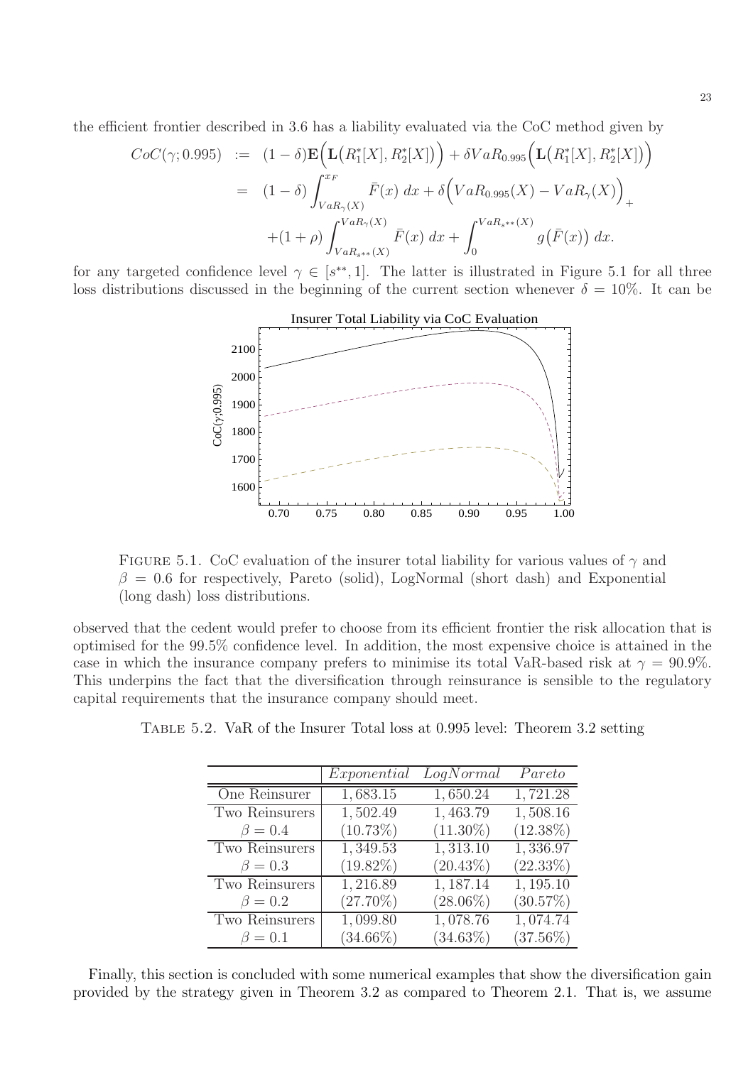the efficient frontier described in 3.6 has a liability evaluated via the CoC method given by

$$
\begin{aligned}
CoC(\gamma; 0.995) &:= (1-\delta)\mathbf{E}\Big(\mathbf{L}\big(R_1^*[X], R_2^*[X]\big)\Big) + \delta VaR_{0.995}\Big(\mathbf{L}\big(R_1^*[X], R_2^*[X]\big)\Big) \\
&= (1-\delta)\int_{VaR_\gamma(X)}^{x_F} \bar{F}(x)\, dx + \delta\Big(VaR_{0.995}(X) - VaR_\gamma(X)\Big)_+ \\
&\quad + (1+\rho)\int_{VaR_{s^{**}}(X)}^{VaR_\gamma(X)} \bar{F}(x)\, dx + \int_0^{VaR_{s^{**}}(X)} g\big(\bar{F}(x)\big)\, dx.
\end{aligned}
$$

for any targeted confidence level $\gamma \in [s^{**}, 1]$. The latter is illustrated in Figure 5.1 for all three loss distributions discussed in the beginning of the current section whenever $\delta = 10\%$. It can be

FIGURE 5.1. CoC evaluation of the insurer total liability for various values of $\gamma$ and $\beta = 0.6$ for respectively, Pareto (solid), LogNormal (short dash) and Exponential (long dash) loss distributions.

observed that the cedent would prefer to choose from its efficient frontier the risk allocation that is optimised for the 99.5% confidence level. In addition, the most expensive choice is attained in the case in which the insurance company prefers to minimise its total VaR-based risk at $\gamma = 90.9\%$. This underpins the fact that the diversification through reinsurance is sensible to the regulatory capital requirements that the insurance company should meet.

TABLE 5.2. VaR of the Insurer Total loss at 0.995 level: Theorem 3.2 setting

| | *Exponential* | *LogNormal* | *Pareto* |
|---|---|---|---|
| One Reinsurer | 1,683.15 | 1,650.24 | 1,721.28 |
| Two Reinsurers | 1,502.49 | 1,463.79 | 1,508.16 |
| $\beta = 0.4$ | (10.73%) | (11.30%) | (12.38%) |
| Two Reinsurers | 1,349.53 | 1,313.10 | 1,336.97 |
| $\beta = 0.3$ | (19.82%) | (20.43%) | (22.33%) |
| Two Reinsurers | 1,216.89 | 1,187.14 | 1,195.10 |
| $\beta = 0.2$ | (27.70%) | (28.06%) | (30.57%) |
| Two Reinsurers | 1,099.80 | 1,078.76 | 1,074.74 |
| $\beta = 0.1$ | (34.66%) | (34.63%) | (37.56%) |

Finally, this section is concluded with some numerical examples that show the diversification gain provided by the strategy given in Theorem 3.2 as compared to Theorem 2.1. That is, we assume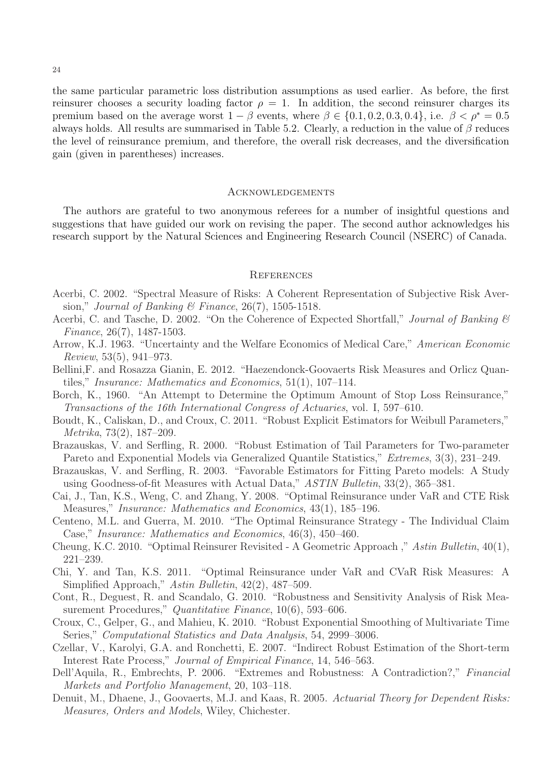the same particular parametric loss distribution assumptions as used earlier. As before, the first reinsurer chooses a security loading factor $\rho = 1$. In addition, the second reinsurer charges its premium based on the average worst $1 - \beta$ events, where $\beta \in \{0.1, 0.2, 0.3, 0.4\}$, i.e. $\beta < \rho^* = 0.5$ always holds. All results are summarised in Table 5.2. Clearly, a reduction in the value of $\beta$ reduces the level of reinsurance premium, and therefore, the overall risk decreases, and the diversification gain (given in parentheses) increases.

## Acknowledgements

The authors are grateful to two anonymous referees for a number of insightful questions and suggestions that have guided our work on revising the paper. The second author acknowledges his research support by the Natural Sciences and Engineering Research Council (NSERC) of Canada.

## References

Acerbi, C. 2002. "Spectral Measure of Risks: A Coherent Representation of Subjective Risk Aversion," *Journal of Banking & Finance*, 26(7), 1505-1518.

Acerbi, C. and Tasche, D. 2002. "On the Coherence of Expected Shortfall," *Journal of Banking & Finance*, 26(7), 1487-1503.

Arrow, K.J. 1963. "Uncertainty and the Welfare Economics of Medical Care," *American Economic Review*, 53(5), 941–973.

Bellini,F. and Rosazza Gianin, E. 2012. "Haezendonck-Goovaerts Risk Measures and Orlicz Quantiles," *Insurance: Mathematics and Economics*, 51(1), 107–114.

Borch, K., 1960. "An Attempt to Determine the Optimum Amount of Stop Loss Reinsurance," *Transactions of the 16th International Congress of Actuaries*, vol. I, 597–610.

Boudt, K., Caliskan, D., and Croux, C. 2011. "Robust Explicit Estimators for Weibull Parameters," *Metrika*, 73(2), 187–209.

Brazauskas, V. and Serfling, R. 2000. "Robust Estimation of Tail Parameters for Two-parameter Pareto and Exponential Models via Generalized Quantile Statistics," *Extremes*, 3(3), 231–249.

Brazauskas, V. and Serfling, R. 2003. "Favorable Estimators for Fitting Pareto models: A Study using Goodness-of-fit Measures with Actual Data," *ASTIN Bulletin*, 33(2), 365–381.

Cai, J., Tan, K.S., Weng, C. and Zhang, Y. 2008. "Optimal Reinsurance under VaR and CTE Risk Measures," *Insurance: Mathematics and Economics*, 43(1), 185–196.

Centeno, M.L. and Guerra, M. 2010. "The Optimal Reinsurance Strategy - The Individual Claim Case," *Insurance: Mathematics and Economics*, 46(3), 450–460.

Cheung, K.C. 2010. "Optimal Reinsurer Revisited - A Geometric Approach ," *Astin Bulletin*, 40(1), 221–239.

Chi, Y. and Tan, K.S. 2011. "Optimal Reinsurance under VaR and CVaR Risk Measures: A Simplified Approach," *Astin Bulletin*, 42(2), 487–509.

Cont, R., Deguest, R. and Scandalo, G. 2010. "Robustness and Sensitivity Analysis of Risk Measurement Procedures," *Quantitative Finance*, 10(6), 593–606.

Croux, C., Gelper, G., and Mahieu, K. 2010. "Robust Exponential Smoothing of Multivariate Time Series," *Computational Statistics and Data Analysis*, 54, 2999–3006.

Czellar, V., Karolyi, G.A. and Ronchetti, E. 2007. "Indirect Robust Estimation of the Short-term Interest Rate Process," *Journal of Empirical Finance*, 14, 546–563.

Dell'Aquila, R., Embrechts, P. 2006. "Extremes and Robustness: A Contradiction?," *Financial Markets and Portfolio Management*, 20, 103–118.

Denuit, M., Dhaene, J., Goovaerts, M.J. and Kaas, R. 2005. *Actuarial Theory for Dependent Risks: Measures, Orders and Models*, Wiley, Chichester.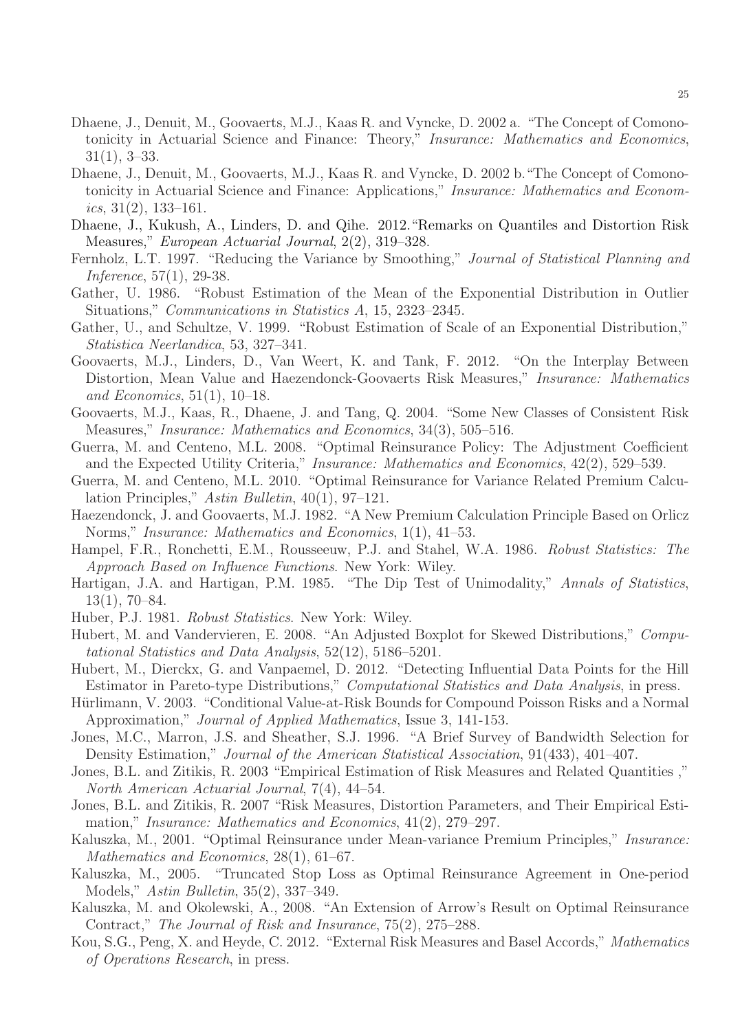Dhaene, J., Denuit, M., Goovaerts, M.J., Kaas R. and Vyncke, D. 2002 a. "The Concept of Comonotonicity in Actuarial Science and Finance: Theory," *Insurance: Mathematics and Economics*, 31(1), 3–33.

Dhaene, J., Denuit, M., Goovaerts, M.J., Kaas R. and Vyncke, D. 2002 b. "The Concept of Comonotonicity in Actuarial Science and Finance: Applications," *Insurance: Mathematics and Economics*, 31(2), 133–161.

Dhaene, J., Kukush, A., Linders, D. and Qihe. 2012. "Remarks on Quantiles and Distortion Risk Measures," *European Actuarial Journal*, 2(2), 319–328.

Fernholz, L.T. 1997. "Reducing the Variance by Smoothing," *Journal of Statistical Planning and Inference*, 57(1), 29-38.

Gather, U. 1986. "Robust Estimation of the Mean of the Exponential Distribution in Outlier Situations," *Communications in Statistics A*, 15, 2323–2345.

Gather, U., and Schultze, V. 1999. "Robust Estimation of Scale of an Exponential Distribution," *Statistica Neerlandica*, 53, 327–341.

Goovaerts, M.J., Linders, D., Van Weert, K. and Tank, F. 2012. "On the Interplay Between Distortion, Mean Value and Haezendonck-Goovaerts Risk Measures," *Insurance: Mathematics and Economics*, 51(1), 10–18.

Goovaerts, M.J., Kaas, R., Dhaene, J. and Tang, Q. 2004. "Some New Classes of Consistent Risk Measures," *Insurance: Mathematics and Economics*, 34(3), 505–516.

Guerra, M. and Centeno, M.L. 2008. "Optimal Reinsurance Policy: The Adjustment Coefficient and the Expected Utility Criteria," *Insurance: Mathematics and Economics*, 42(2), 529–539.

Guerra, M. and Centeno, M.L. 2010. "Optimal Reinsurance for Variance Related Premium Calculation Principles," *Astin Bulletin*, 40(1), 97–121.

Haezendonck, J. and Goovaerts, M.J. 1982. "A New Premium Calculation Principle Based on Orlicz Norms," *Insurance: Mathematics and Economics*, 1(1), 41–53.

Hampel, F.R., Ronchetti, E.M., Rousseeuw, P.J. and Stahel, W.A. 1986. *Robust Statistics: The Approach Based on Influence Functions*. New York: Wiley.

Hartigan, J.A. and Hartigan, P.M. 1985. "The Dip Test of Unimodality," *Annals of Statistics*, 13(1), 70–84.

Huber, P.J. 1981. *Robust Statistics*. New York: Wiley.

Hubert, M. and Vandervieren, E. 2008. "An Adjusted Boxplot for Skewed Distributions," *Computational Statistics and Data Analysis*, 52(12), 5186–5201.

Hubert, M., Dierckx, G. and Vanpaemel, D. 2012. "Detecting Influential Data Points for the Hill Estimator in Pareto-type Distributions," *Computational Statistics and Data Analysis*, in press.

Hürlimann, V. 2003. "Conditional Value-at-Risk Bounds for Compound Poisson Risks and a Normal Approximation," *Journal of Applied Mathematics*, Issue 3, 141-153.

Jones, M.C., Marron, J.S. and Sheather, S.J. 1996. "A Brief Survey of Bandwidth Selection for Density Estimation," *Journal of the American Statistical Association*, 91(433), 401–407.

Jones, B.L. and Zitikis, R. 2003 "Empirical Estimation of Risk Measures and Related Quantities ," *North American Actuarial Journal*, 7(4), 44–54.

Jones, B.L. and Zitikis, R. 2007 "Risk Measures, Distortion Parameters, and Their Empirical Estimation," *Insurance: Mathematics and Economics*, 41(2), 279–297.

Kaluszka, M., 2001. "Optimal Reinsurance under Mean-variance Premium Principles," *Insurance: Mathematics and Economics*, 28(1), 61–67.

Kaluszka, M., 2005. "Truncated Stop Loss as Optimal Reinsurance Agreement in One-period Models," *Astin Bulletin*, 35(2), 337–349.

Kaluszka, M. and Okolewski, A., 2008. "An Extension of Arrow's Result on Optimal Reinsurance Contract," *The Journal of Risk and Insurance*, 75(2), 275–288.

Kou, S.G., Peng, X. and Heyde, C. 2012. "External Risk Measures and Basel Accords," *Mathematics of Operations Research*, in press.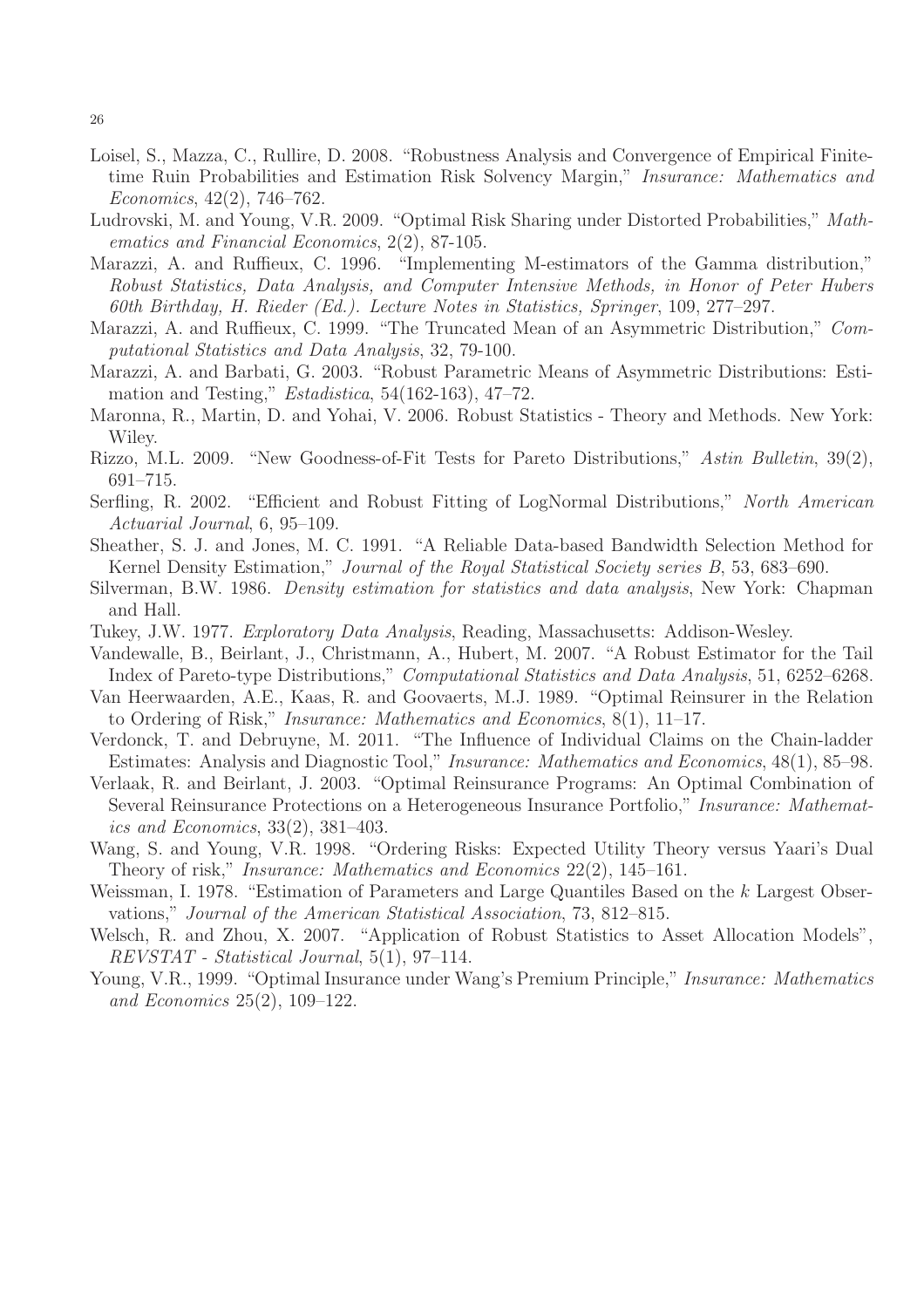Loisel, S., Mazza, C., Rullire, D. 2008. "Robustness Analysis and Convergence of Empirical Finite-time Ruin Probabilities and Estimation Risk Solvency Margin," *Insurance: Mathematics and Economics*, 42(2), 746–762.

Ludrovski, M. and Young, V.R. 2009. "Optimal Risk Sharing under Distorted Probabilities," *Mathematics and Financial Economics*, 2(2), 87-105.

Marazzi, A. and Ruffieux, C. 1996. "Implementing M-estimators of the Gamma distribution," *Robust Statistics, Data Analysis, and Computer Intensive Methods, in Honor of Peter Hubers 60th Birthday, H. Rieder (Ed.). Lecture Notes in Statistics, Springer*, 109, 277–297.

Marazzi, A. and Ruffieux, C. 1999. "The Truncated Mean of an Asymmetric Distribution," *Computational Statistics and Data Analysis*, 32, 79-100.

Marazzi, A. and Barbati, G. 2003. "Robust Parametric Means of Asymmetric Distributions: Estimation and Testing," *Estadistica*, 54(162-163), 47–72.

Maronna, R., Martin, D. and Yohai, V. 2006. Robust Statistics - Theory and Methods. New York: Wiley.

Rizzo, M.L. 2009. "New Goodness-of-Fit Tests for Pareto Distributions," *Astin Bulletin*, 39(2), 691–715.

Serfling, R. 2002. "Efficient and Robust Fitting of LogNormal Distributions," *North American Actuarial Journal*, 6, 95–109.

Sheather, S. J. and Jones, M. C. 1991. "A Reliable Data-based Bandwidth Selection Method for Kernel Density Estimation," *Journal of the Royal Statistical Society series B*, 53, 683–690.

Silverman, B.W. 1986. *Density estimation for statistics and data analysis*, New York: Chapman and Hall.

Tukey, J.W. 1977. *Exploratory Data Analysis*, Reading, Massachusetts: Addison-Wesley.

Vandewalle, B., Beirlant, J., Christmann, A., Hubert, M. 2007. "A Robust Estimator for the Tail Index of Pareto-type Distributions," *Computational Statistics and Data Analysis*, 51, 6252–6268.

Van Heerwaarden, A.E., Kaas, R. and Goovaerts, M.J. 1989. "Optimal Reinsurer in the Relation to Ordering of Risk," *Insurance: Mathematics and Economics*, 8(1), 11–17.

Verdonck, T. and Debruyne, M. 2011. "The Influence of Individual Claims on the Chain-ladder Estimates: Analysis and Diagnostic Tool," *Insurance: Mathematics and Economics*, 48(1), 85–98.

Verlaak, R. and Beirlant, J. 2003. "Optimal Reinsurance Programs: An Optimal Combination of Several Reinsurance Protections on a Heterogeneous Insurance Portfolio," *Insurance: Mathematics and Economics*, 33(2), 381–403.

Wang, S. and Young, V.R. 1998. "Ordering Risks: Expected Utility Theory versus Yaari's Dual Theory of risk," *Insurance: Mathematics and Economics* 22(2), 145–161.

Weissman, I. 1978. "Estimation of Parameters and Large Quantiles Based on the $k$ Largest Observations," *Journal of the American Statistical Association*, 73, 812–815.

Welsch, R. and Zhou, X. 2007. "Application of Robust Statistics to Asset Allocation Models", *REVSTAT - Statistical Journal*, 5(1), 97–114.

Young, V.R., 1999. "Optimal Insurance under Wang's Premium Principle," *Insurance: Mathematics and Economics* 25(2), 109–122.